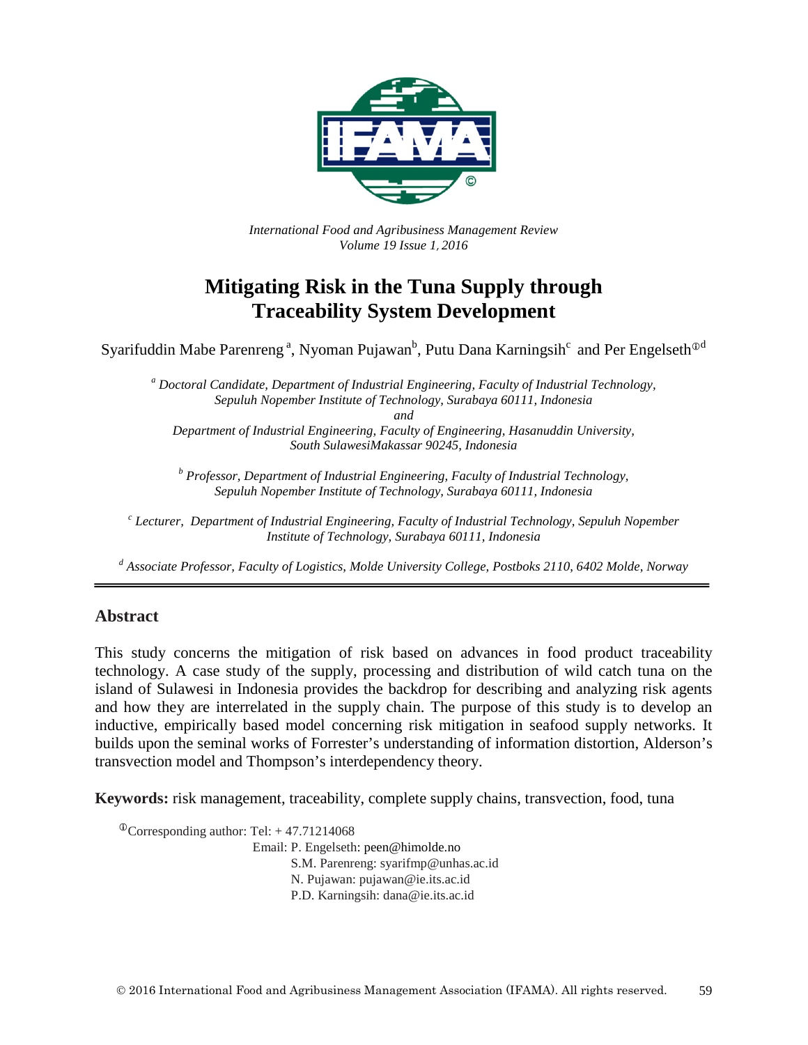*International Food and Agribusiness Management Review*
*Volume 19 Issue 1, 2016*

# Mitigating Risk in the Tuna Supply through Traceability System Development

Syarifuddin Mabe Parenreng [a], Nyoman Pujawan[b], Putu Dana Karningsih[c] and Per Engelseth[ⓘd]

[a] *Doctoral Candidate, Department of Industrial Engineering, Faculty of Industrial Technology, Sepuluh Nopember Institute of Technology, Surabaya 60111, Indonesia*
*and*
*Department of Industrial Engineering, Faculty of Engineering, Hasanuddin University, South SulawesiMakassar 90245, Indonesia*

[b] *Professor, Department of Industrial Engineering, Faculty of Industrial Technology, Sepuluh Nopember Institute of Technology, Surabaya 60111, Indonesia*

[c] *Lecturer, Department of Industrial Engineering, Faculty of Industrial Technology, Sepuluh Nopember Institute of Technology, Surabaya 60111, Indonesia*

[d] *Associate Professor, Faculty of Logistics, Molde University College, Postboks 2110, 6402 Molde, Norway*

## Abstract

This study concerns the mitigation of risk based on advances in food product traceability technology. A case study of the supply, processing and distribution of wild catch tuna on the island of Sulawesi in Indonesia provides the backdrop for describing and analyzing risk agents and how they are interrelated in the supply chain. The purpose of this study is to develop an inductive, empirically based model concerning risk mitigation in seafood supply networks. It builds upon the seminal works of Forrester's understanding of information distortion, Alderson's transvection model and Thompson's interdependency theory.

**Keywords:** risk management, traceability, complete supply chains, transvection, food, tuna

[ⓘ]Corresponding author: Tel: + 47.71214068
Email: P. Engelseth: peen@himolde.no
S.M. Parenreng: syarifmp@unhas.ac.id
N. Pujawan: pujawan@ie.its.ac.id
P.D. Karningsih: dana@ie.its.ac.id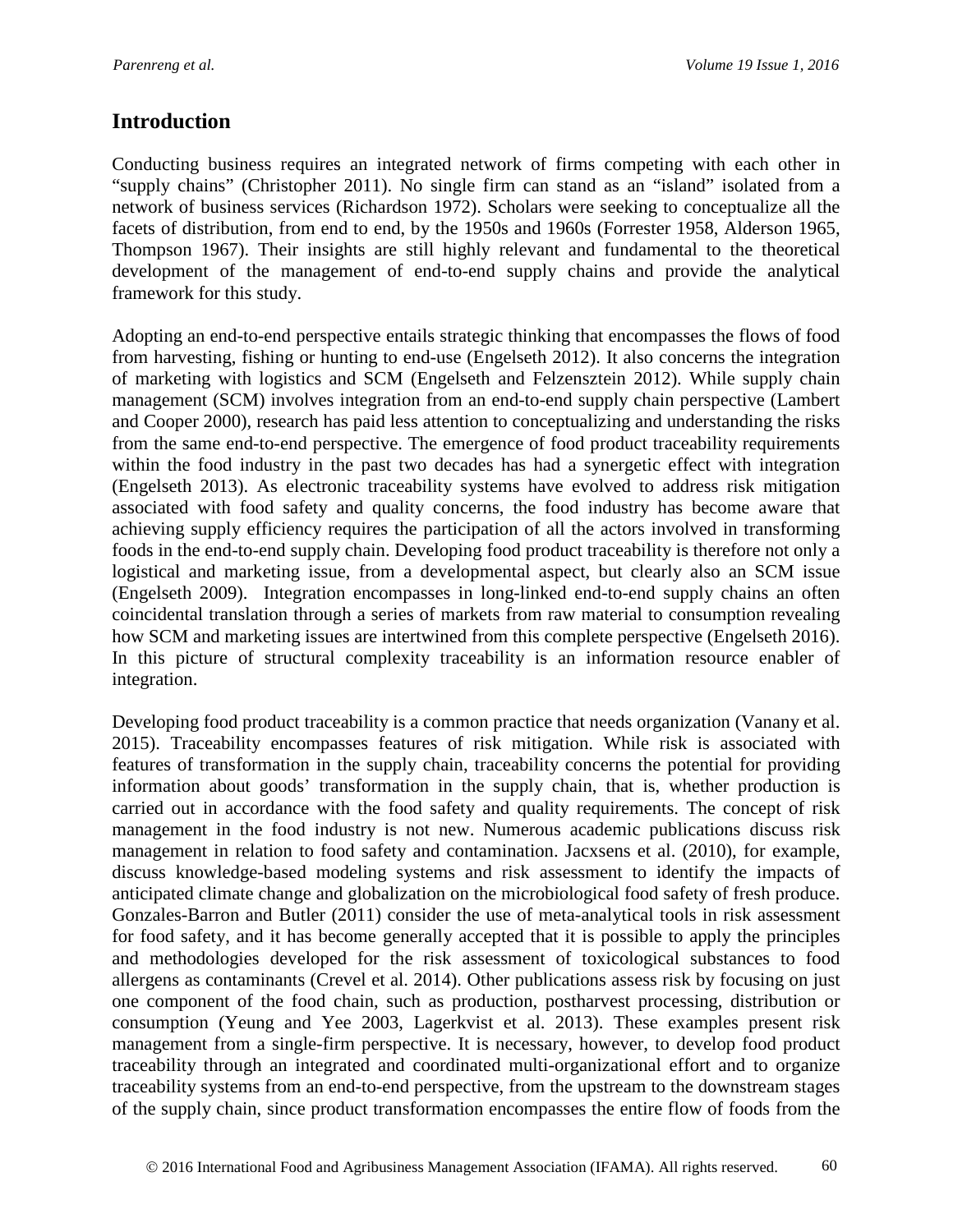## Introduction

Conducting business requires an integrated network of firms competing with each other in "supply chains" (Christopher 2011). No single firm can stand as an "island" isolated from a network of business services (Richardson 1972). Scholars were seeking to conceptualize all the facets of distribution, from end to end, by the 1950s and 1960s (Forrester 1958, Alderson 1965, Thompson 1967). Their insights are still highly relevant and fundamental to the theoretical development of the management of end-to-end supply chains and provide the analytical framework for this study.

Adopting an end-to-end perspective entails strategic thinking that encompasses the flows of food from harvesting, fishing or hunting to end-use (Engelseth 2012). It also concerns the integration of marketing with logistics and SCM (Engelseth and Felzensztein 2012). While supply chain management (SCM) involves integration from an end-to-end supply chain perspective (Lambert and Cooper 2000), research has paid less attention to conceptualizing and understanding the risks from the same end-to-end perspective. The emergence of food product traceability requirements within the food industry in the past two decades has had a synergetic effect with integration (Engelseth 2013). As electronic traceability systems have evolved to address risk mitigation associated with food safety and quality concerns, the food industry has become aware that achieving supply efficiency requires the participation of all the actors involved in transforming foods in the end-to-end supply chain. Developing food product traceability is therefore not only a logistical and marketing issue, from a developmental aspect, but clearly also an SCM issue (Engelseth 2009). Integration encompasses in long-linked end-to-end supply chains an often coincidental translation through a series of markets from raw material to consumption revealing how SCM and marketing issues are intertwined from this complete perspective (Engelseth 2016). In this picture of structural complexity traceability is an information resource enabler of integration.

Developing food product traceability is a common practice that needs organization (Vanany et al. 2015). Traceability encompasses features of risk mitigation. While risk is associated with features of transformation in the supply chain, traceability concerns the potential for providing information about goods' transformation in the supply chain, that is, whether production is carried out in accordance with the food safety and quality requirements. The concept of risk management in the food industry is not new. Numerous academic publications discuss risk management in relation to food safety and contamination. Jacxsens et al. (2010), for example, discuss knowledge-based modeling systems and risk assessment to identify the impacts of anticipated climate change and globalization on the microbiological food safety of fresh produce. Gonzales-Barron and Butler (2011) consider the use of meta-analytical tools in risk assessment for food safety, and it has become generally accepted that it is possible to apply the principles and methodologies developed for the risk assessment of toxicological substances to food allergens as contaminants (Crevel et al. 2014). Other publications assess risk by focusing on just one component of the food chain, such as production, postharvest processing, distribution or consumption (Yeung and Yee 2003, Lagerkvist et al. 2013). These examples present risk management from a single-firm perspective. It is necessary, however, to develop food product traceability through an integrated and coordinated multi-organizational effort and to organize traceability systems from an end-to-end perspective, from the upstream to the downstream stages of the supply chain, since product transformation encompasses the entire flow of foods from the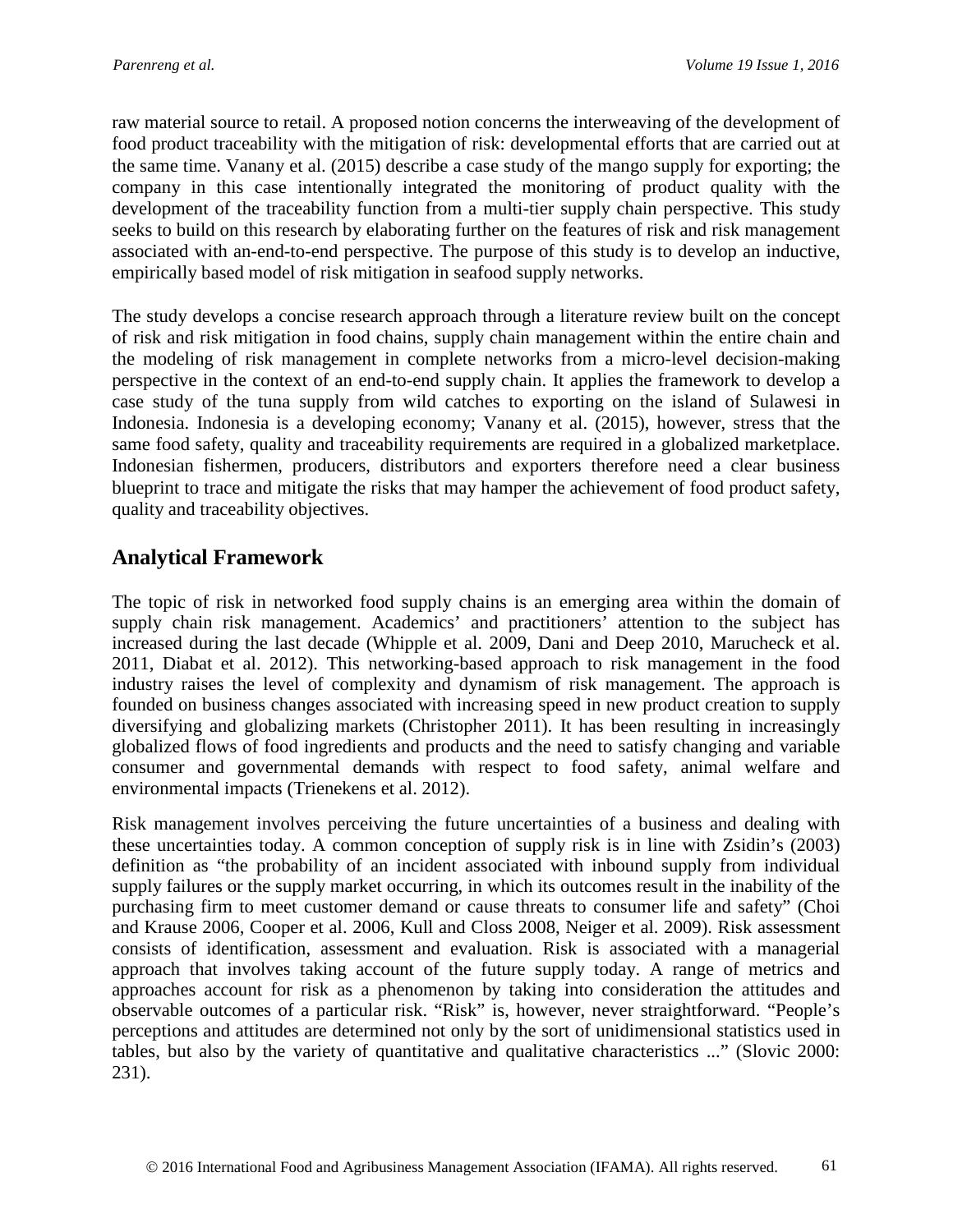raw material source to retail. A proposed notion concerns the interweaving of the development of food product traceability with the mitigation of risk: developmental efforts that are carried out at the same time. Vanany et al. (2015) describe a case study of the mango supply for exporting; the company in this case intentionally integrated the monitoring of product quality with the development of the traceability function from a multi-tier supply chain perspective. This study seeks to build on this research by elaborating further on the features of risk and risk management associated with an-end-to-end perspective. The purpose of this study is to develop an inductive, empirically based model of risk mitigation in seafood supply networks.

The study develops a concise research approach through a literature review built on the concept of risk and risk mitigation in food chains, supply chain management within the entire chain and the modeling of risk management in complete networks from a micro-level decision-making perspective in the context of an end-to-end supply chain. It applies the framework to develop a case study of the tuna supply from wild catches to exporting on the island of Sulawesi in Indonesia. Indonesia is a developing economy; Vanany et al. (2015), however, stress that the same food safety, quality and traceability requirements are required in a globalized marketplace. Indonesian fishermen, producers, distributors and exporters therefore need a clear business blueprint to trace and mitigate the risks that may hamper the achievement of food product safety, quality and traceability objectives.

## Analytical Framework

The topic of risk in networked food supply chains is an emerging area within the domain of supply chain risk management. Academics' and practitioners' attention to the subject has increased during the last decade (Whipple et al. 2009, Dani and Deep 2010, Marucheck et al. 2011, Diabat et al. 2012). This networking-based approach to risk management in the food industry raises the level of complexity and dynamism of risk management. The approach is founded on business changes associated with increasing speed in new product creation to supply diversifying and globalizing markets (Christopher 2011). It has been resulting in increasingly globalized flows of food ingredients and products and the need to satisfy changing and variable consumer and governmental demands with respect to food safety, animal welfare and environmental impacts (Trienekens et al. 2012).

Risk management involves perceiving the future uncertainties of a business and dealing with these uncertainties today. A common conception of supply risk is in line with Zsidin's (2003) definition as "the probability of an incident associated with inbound supply from individual supply failures or the supply market occurring, in which its outcomes result in the inability of the purchasing firm to meet customer demand or cause threats to consumer life and safety" (Choi and Krause 2006, Cooper et al. 2006, Kull and Closs 2008, Neiger et al. 2009). Risk assessment consists of identification, assessment and evaluation. Risk is associated with a managerial approach that involves taking account of the future supply today. A range of metrics and approaches account for risk as a phenomenon by taking into consideration the attitudes and observable outcomes of a particular risk. "Risk" is, however, never straightforward. "People's perceptions and attitudes are determined not only by the sort of unidimensional statistics used in tables, but also by the variety of quantitative and qualitative characteristics ..." (Slovic 2000: 231).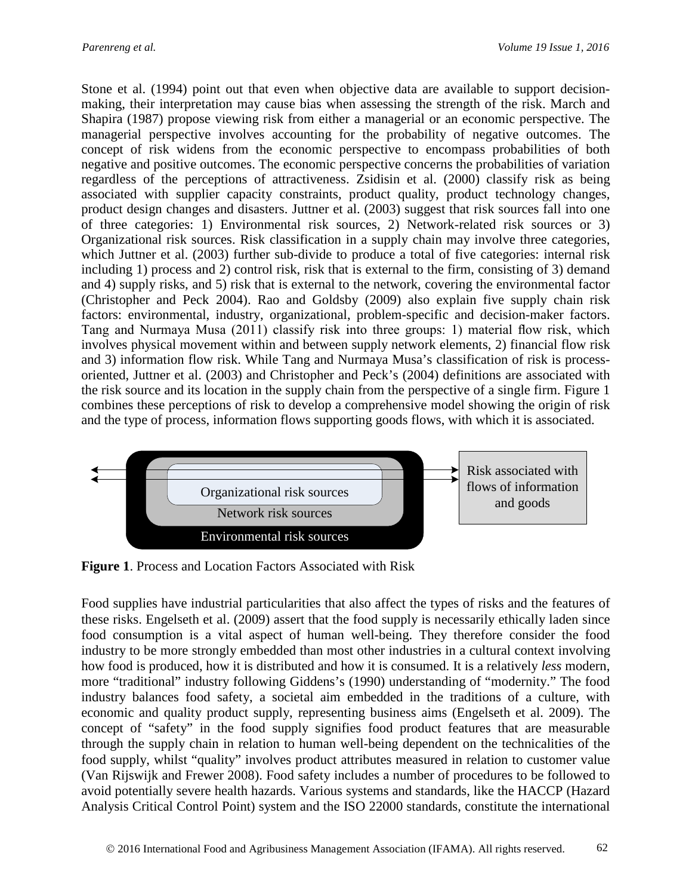Stone et al. (1994) point out that even when objective data are available to support decision-making, their interpretation may cause bias when assessing the strength of the risk. March and Shapira (1987) propose viewing risk from either a managerial or an economic perspective. The managerial perspective involves accounting for the probability of negative outcomes. The concept of risk widens from the economic perspective to encompass probabilities of both negative and positive outcomes. The economic perspective concerns the probabilities of variation regardless of the perceptions of attractiveness. Zsidisin et al. (2000) classify risk as being associated with supplier capacity constraints, product quality, product technology changes, product design changes and disasters. Juttner et al. (2003) suggest that risk sources fall into one of three categories: 1) Environmental risk sources, 2) Network-related risk sources or 3) Organizational risk sources. Risk classification in a supply chain may involve three categories, which Juttner et al. (2003) further sub-divide to produce a total of five categories: internal risk including 1) process and 2) control risk, risk that is external to the firm, consisting of 3) demand and 4) supply risks, and 5) risk that is external to the network, covering the environmental factor (Christopher and Peck 2004). Rao and Goldsby (2009) also explain five supply chain risk factors: environmental, industry, organizational, problem-specific and decision-maker factors. Tang and Nurmaya Musa (2011) classify risk into three groups: 1) material flow risk, which involves physical movement within and between supply network elements, 2) financial flow risk and 3) information flow risk. While Tang and Nurmaya Musa's classification of risk is process-oriented, Juttner et al. (2003) and Christopher and Peck's (2004) definitions are associated with the risk source and its location in the supply chain from the perspective of a single firm. Figure 1 combines these perceptions of risk to develop a comprehensive model showing the origin of risk and the type of process, information flows supporting goods flows, with which it is associated.

Organizational risk sources

Network risk sources

Environmental risk sources

Risk associated with flows of information and goods

**Figure 1**. Process and Location Factors Associated with Risk

Food supplies have industrial particularities that also affect the types of risks and the features of these risks. Engelseth et al. (2009) assert that the food supply is necessarily ethically laden since food consumption is a vital aspect of human well-being. They therefore consider the food industry to be more strongly embedded than most other industries in a cultural context involving how food is produced, how it is distributed and how it is consumed. It is a relatively *less* modern, more "traditional" industry following Giddens's (1990) understanding of "modernity." The food industry balances food safety, a societal aim embedded in the traditions of a culture, with economic and quality product supply, representing business aims (Engelseth et al. 2009). The concept of "safety" in the food supply signifies food product features that are measurable through the supply chain in relation to human well-being dependent on the technicalities of the food supply, whilst "quality" involves product attributes measured in relation to customer value (Van Rijswijk and Frewer 2008). Food safety includes a number of procedures to be followed to avoid potentially severe health hazards. Various systems and standards, like the HACCP (Hazard Analysis Critical Control Point) system and the ISO 22000 standards, constitute the international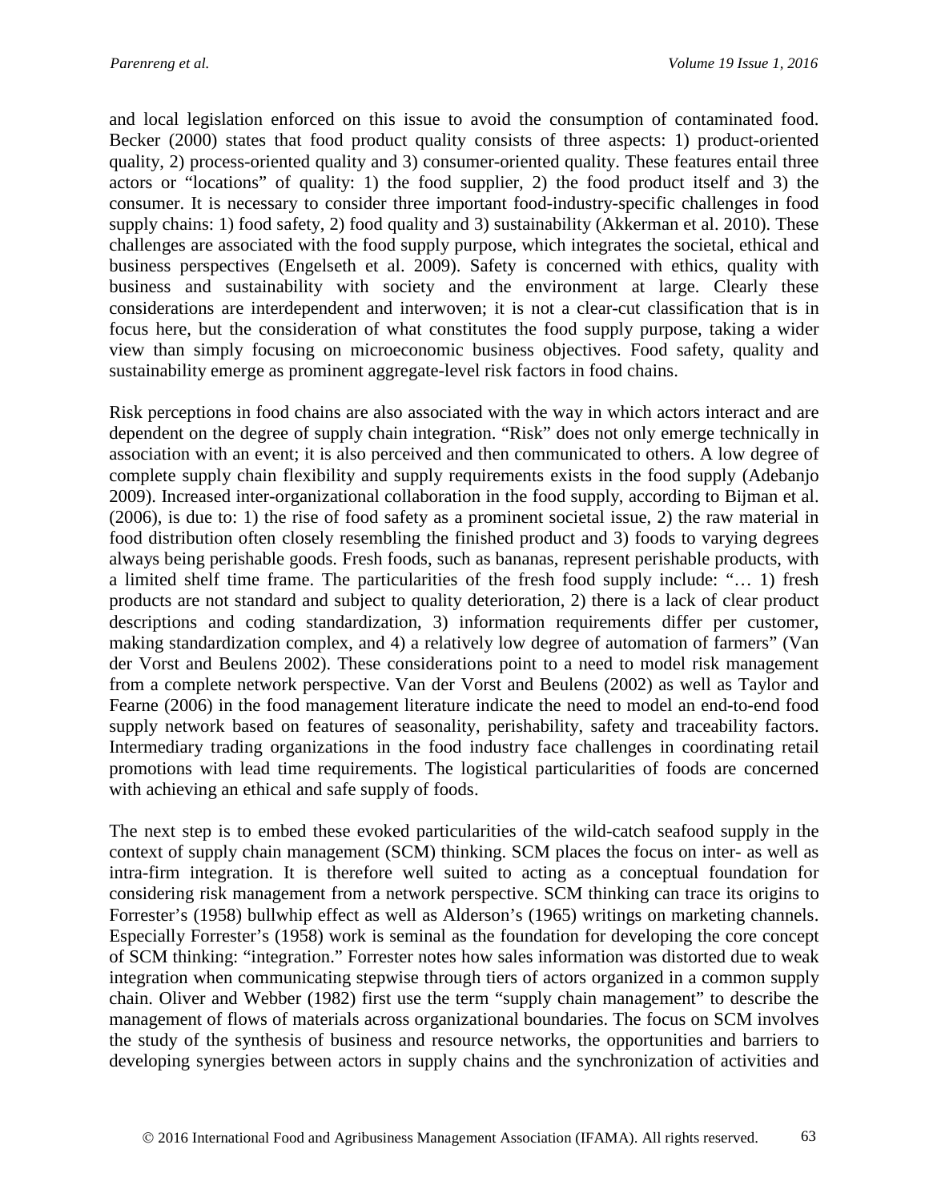and local legislation enforced on this issue to avoid the consumption of contaminated food. Becker (2000) states that food product quality consists of three aspects: 1) product-oriented quality, 2) process-oriented quality and 3) consumer-oriented quality. These features entail three actors or "locations" of quality: 1) the food supplier, 2) the food product itself and 3) the consumer. It is necessary to consider three important food-industry-specific challenges in food supply chains: 1) food safety, 2) food quality and 3) sustainability (Akkerman et al. 2010). These challenges are associated with the food supply purpose, which integrates the societal, ethical and business perspectives (Engelseth et al. 2009). Safety is concerned with ethics, quality with business and sustainability with society and the environment at large. Clearly these considerations are interdependent and interwoven; it is not a clear-cut classification that is in focus here, but the consideration of what constitutes the food supply purpose, taking a wider view than simply focusing on microeconomic business objectives. Food safety, quality and sustainability emerge as prominent aggregate-level risk factors in food chains.

Risk perceptions in food chains are also associated with the way in which actors interact and are dependent on the degree of supply chain integration. "Risk" does not only emerge technically in association with an event; it is also perceived and then communicated to others. A low degree of complete supply chain flexibility and supply requirements exists in the food supply (Adebanjo 2009). Increased inter-organizational collaboration in the food supply, according to Bijman et al. (2006), is due to: 1) the rise of food safety as a prominent societal issue, 2) the raw material in food distribution often closely resembling the finished product and 3) foods to varying degrees always being perishable goods. Fresh foods, such as bananas, represent perishable products, with a limited shelf time frame. The particularities of the fresh food supply include: "… 1) fresh products are not standard and subject to quality deterioration, 2) there is a lack of clear product descriptions and coding standardization, 3) information requirements differ per customer, making standardization complex, and 4) a relatively low degree of automation of farmers" (Van der Vorst and Beulens 2002). These considerations point to a need to model risk management from a complete network perspective. Van der Vorst and Beulens (2002) as well as Taylor and Fearne (2006) in the food management literature indicate the need to model an end-to-end food supply network based on features of seasonality, perishability, safety and traceability factors. Intermediary trading organizations in the food industry face challenges in coordinating retail promotions with lead time requirements. The logistical particularities of foods are concerned with achieving an ethical and safe supply of foods.

The next step is to embed these evoked particularities of the wild-catch seafood supply in the context of supply chain management (SCM) thinking. SCM places the focus on inter- as well as intra-firm integration. It is therefore well suited to acting as a conceptual foundation for considering risk management from a network perspective. SCM thinking can trace its origins to Forrester's (1958) bullwhip effect as well as Alderson's (1965) writings on marketing channels. Especially Forrester's (1958) work is seminal as the foundation for developing the core concept of SCM thinking: "integration." Forrester notes how sales information was distorted due to weak integration when communicating stepwise through tiers of actors organized in a common supply chain. Oliver and Webber (1982) first use the term "supply chain management" to describe the management of flows of materials across organizational boundaries. The focus on SCM involves the study of the synthesis of business and resource networks, the opportunities and barriers to developing synergies between actors in supply chains and the synchronization of activities and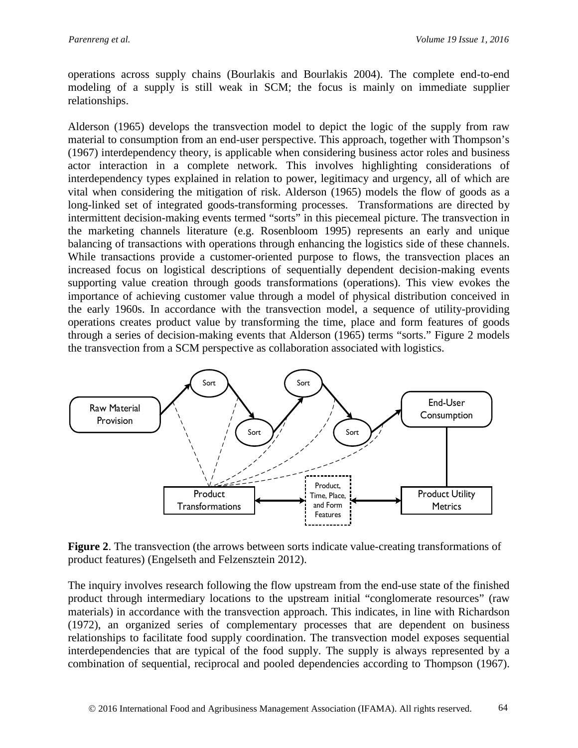operations across supply chains (Bourlakis and Bourlakis 2004). The complete end-to-end modeling of a supply is still weak in SCM; the focus is mainly on immediate supplier relationships.

Alderson (1965) develops the transvection model to depict the logic of the supply from raw material to consumption from an end-user perspective. This approach, together with Thompson's (1967) interdependency theory, is applicable when considering business actor roles and business actor interaction in a complete network. This involves highlighting considerations of interdependency types explained in relation to power, legitimacy and urgency, all of which are vital when considering the mitigation of risk. Alderson (1965) models the flow of goods as a long-linked set of integrated goods-transforming processes. Transformations are directed by intermittent decision-making events termed "sorts" in this piecemeal picture. The transvection in the marketing channels literature (e.g. Rosenbloom 1995) represents an early and unique balancing of transactions with operations through enhancing the logistics side of these channels. While transactions provide a customer-oriented purpose to flows, the transvection places an increased focus on logistical descriptions of sequentially dependent decision-making events supporting value creation through goods transformations (operations). This view evokes the importance of achieving customer value through a model of physical distribution conceived in the early 1960s. In accordance with the transvection model, a sequence of utility-providing operations creates product value by transforming the time, place and form features of goods through a series of decision-making events that Alderson (1965) terms "sorts." Figure 2 models the transvection from a SCM perspective as collaboration associated with logistics.

**Figure 2**. The transvection (the arrows between sorts indicate value-creating transformations of product features) (Engelseth and Felzensztein 2012).

The inquiry involves research following the flow upstream from the end-use state of the finished product through intermediary locations to the upstream initial "conglomerate resources" (raw materials) in accordance with the transvection approach. This indicates, in line with Richardson (1972), an organized series of complementary processes that are dependent on business relationships to facilitate food supply coordination. The transvection model exposes sequential interdependencies that are typical of the food supply. The supply is always represented by a combination of sequential, reciprocal and pooled dependencies according to Thompson (1967).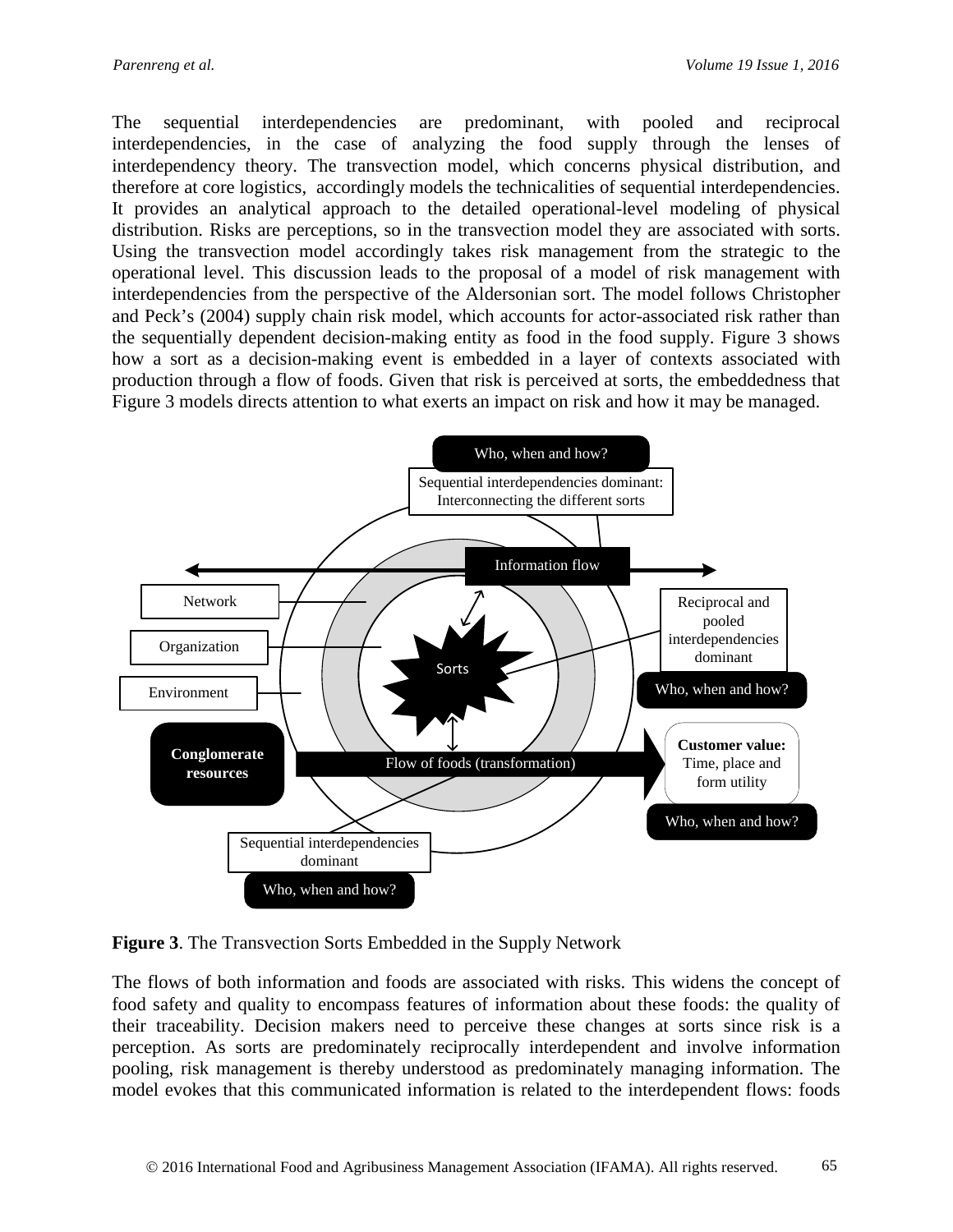The sequential interdependencies are predominant, with pooled and reciprocal interdependencies, in the case of analyzing the food supply through the lenses of interdependency theory. The transvection model, which concerns physical distribution, and therefore at core logistics, accordingly models the technicalities of sequential interdependencies. It provides an analytical approach to the detailed operational-level modeling of physical distribution. Risks are perceptions, so in the transvection model they are associated with sorts. Using the transvection model accordingly takes risk management from the strategic to the operational level. This discussion leads to the proposal of a model of risk management with interdependencies from the perspective of the Aldersonian sort. The model follows Christopher and Peck's (2004) supply chain risk model, which accounts for actor-associated risk rather than the sequentially dependent decision-making entity as food in the food supply. Figure 3 shows how a sort as a decision-making event is embedded in a layer of contexts associated with production through a flow of foods. Given that risk is perceived at sorts, the embeddedness that Figure 3 models directs attention to what exerts an impact on risk and how it may be managed.

**Figure 3**. The Transvection Sorts Embedded in the Supply Network

The flows of both information and foods are associated with risks. This widens the concept of food safety and quality to encompass features of information about these foods: the quality of their traceability. Decision makers need to perceive these changes at sorts since risk is a perception. As sorts are predominately reciprocally interdependent and involve information pooling, risk management is thereby understood as predominately managing information. The model evokes that this communicated information is related to the interdependent flows: foods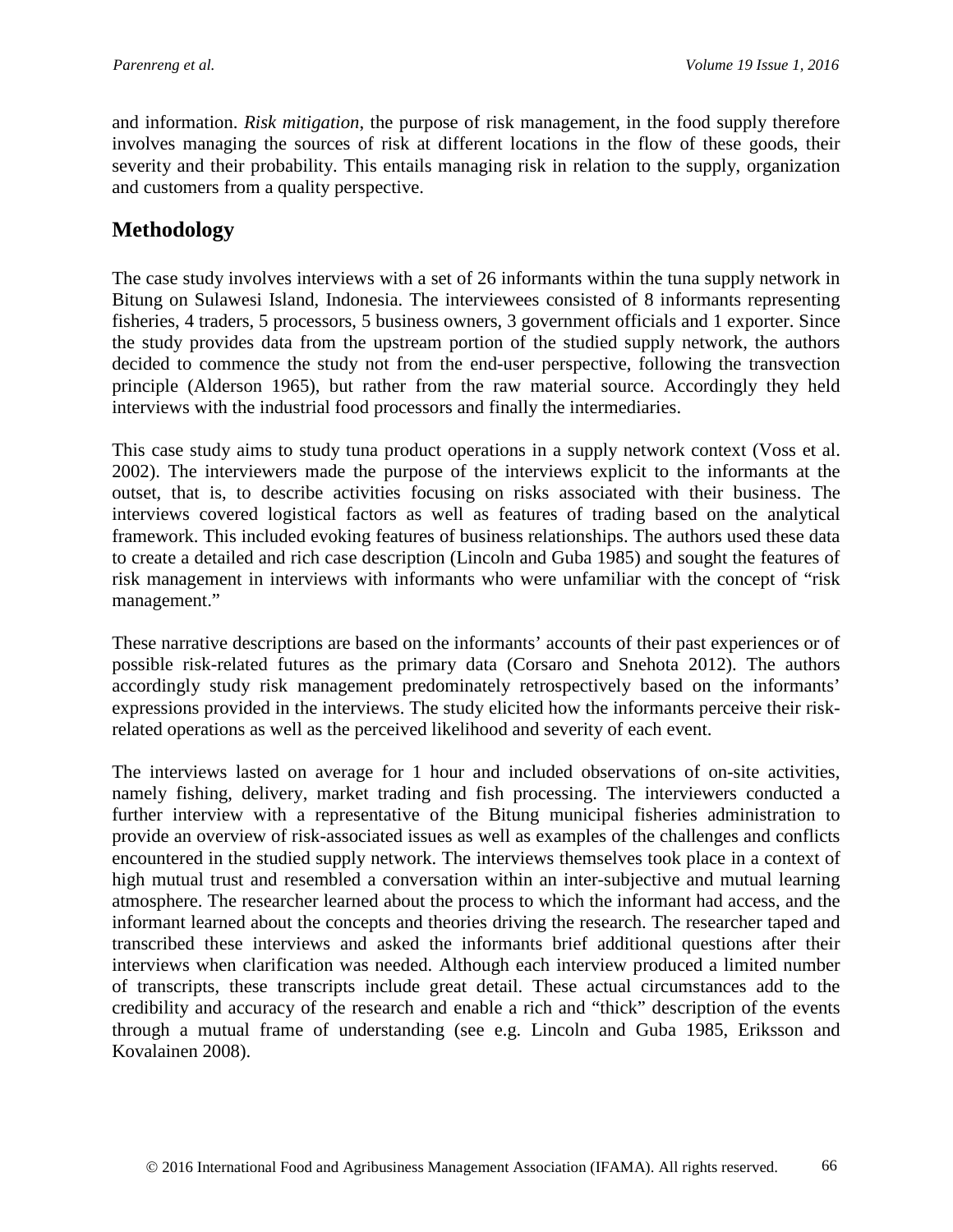and information. *Risk mitigation*, the purpose of risk management, in the food supply therefore involves managing the sources of risk at different locations in the flow of these goods, their severity and their probability. This entails managing risk in relation to the supply, organization and customers from a quality perspective.

## Methodology

The case study involves interviews with a set of 26 informants within the tuna supply network in Bitung on Sulawesi Island, Indonesia. The interviewees consisted of 8 informants representing fisheries, 4 traders, 5 processors, 5 business owners, 3 government officials and 1 exporter. Since the study provides data from the upstream portion of the studied supply network, the authors decided to commence the study not from the end-user perspective, following the transvection principle (Alderson 1965), but rather from the raw material source. Accordingly they held interviews with the industrial food processors and finally the intermediaries.

This case study aims to study tuna product operations in a supply network context (Voss et al. 2002). The interviewers made the purpose of the interviews explicit to the informants at the outset, that is, to describe activities focusing on risks associated with their business. The interviews covered logistical factors as well as features of trading based on the analytical framework. This included evoking features of business relationships. The authors used these data to create a detailed and rich case description (Lincoln and Guba 1985) and sought the features of risk management in interviews with informants who were unfamiliar with the concept of "risk management."

These narrative descriptions are based on the informants' accounts of their past experiences or of possible risk-related futures as the primary data (Corsaro and Snehota 2012). The authors accordingly study risk management predominately retrospectively based on the informants' expressions provided in the interviews. The study elicited how the informants perceive their risk-related operations as well as the perceived likelihood and severity of each event.

The interviews lasted on average for 1 hour and included observations of on-site activities, namely fishing, delivery, market trading and fish processing. The interviewers conducted a further interview with a representative of the Bitung municipal fisheries administration to provide an overview of risk-associated issues as well as examples of the challenges and conflicts encountered in the studied supply network. The interviews themselves took place in a context of high mutual trust and resembled a conversation within an inter-subjective and mutual learning atmosphere. The researcher learned about the process to which the informant had access, and the informant learned about the concepts and theories driving the research. The researcher taped and transcribed these interviews and asked the informants brief additional questions after their interviews when clarification was needed. Although each interview produced a limited number of transcripts, these transcripts include great detail. These actual circumstances add to the credibility and accuracy of the research and enable a rich and "thick" description of the events through a mutual frame of understanding (see e.g. Lincoln and Guba 1985, Eriksson and Kovalainen 2008).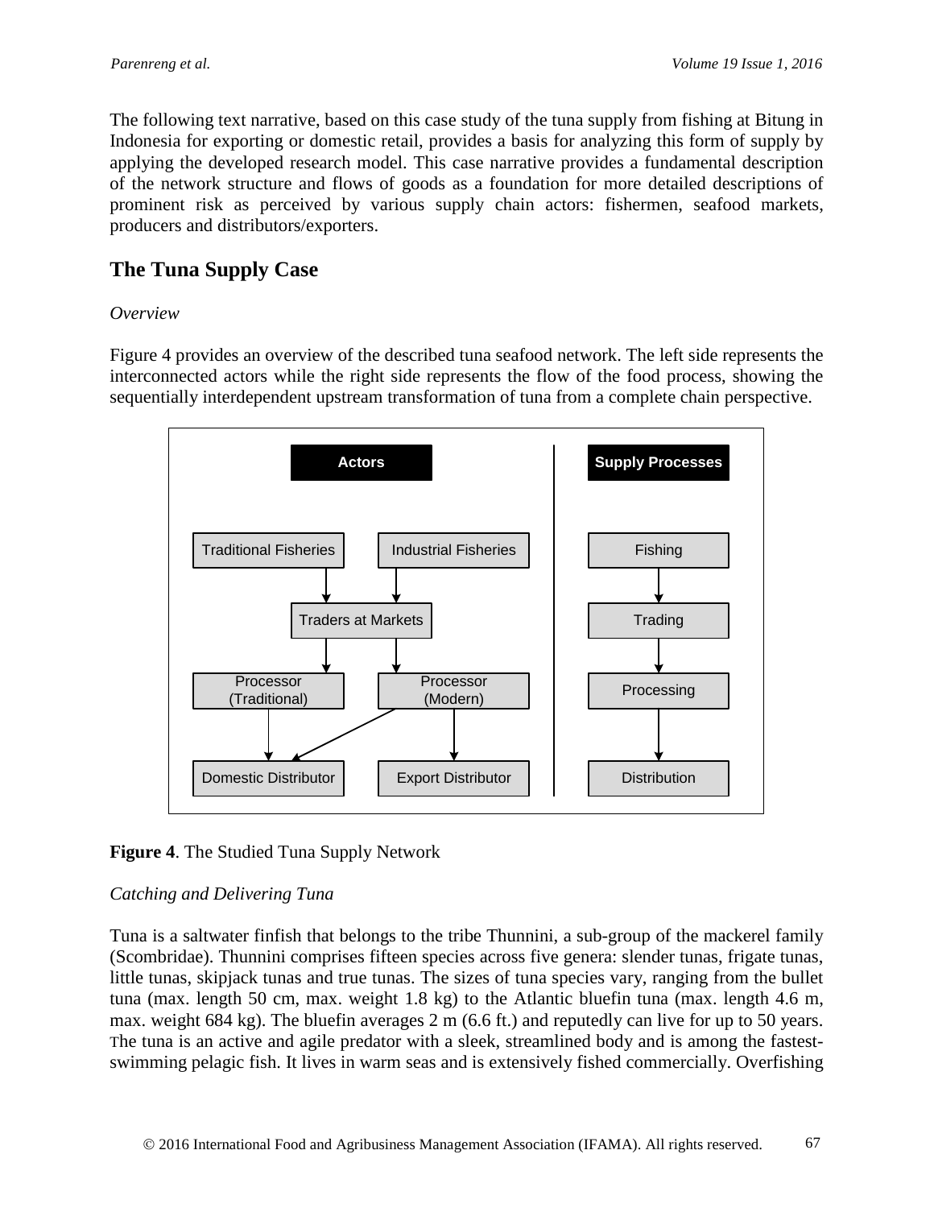The following text narrative, based on this case study of the tuna supply from fishing at Bitung in Indonesia for exporting or domestic retail, provides a basis for analyzing this form of supply by applying the developed research model. This case narrative provides a fundamental description of the network structure and flows of goods as a foundation for more detailed descriptions of prominent risk as perceived by various supply chain actors: fishermen, seafood markets, producers and distributors/exporters.

## The Tuna Supply Case

*Overview*

Figure 4 provides an overview of the described tuna seafood network. The left side represents the interconnected actors while the right side represents the flow of the food process, showing the sequentially interdependent upstream transformation of tuna from a complete chain perspective.

**Figure 4**. The Studied Tuna Supply Network

*Catching and Delivering Tuna*

Tuna is a saltwater finfish that belongs to the tribe Thunnini, a sub-group of the mackerel family (Scombridae). Thunnini comprises fifteen species across five genera: slender tunas, frigate tunas, little tunas, skipjack tunas and true tunas. The sizes of tuna species vary, ranging from the bullet tuna (max. length 50 cm, max. weight 1.8 kg) to the Atlantic bluefin tuna (max. length 4.6 m, max. weight 684 kg). The bluefin averages 2 m (6.6 ft.) and reputedly can live for up to 50 years. The tuna is an active and agile predator with a sleek, streamlined body and is among the fastest-swimming pelagic fish. It lives in warm seas and is extensively fished commercially. Overfishing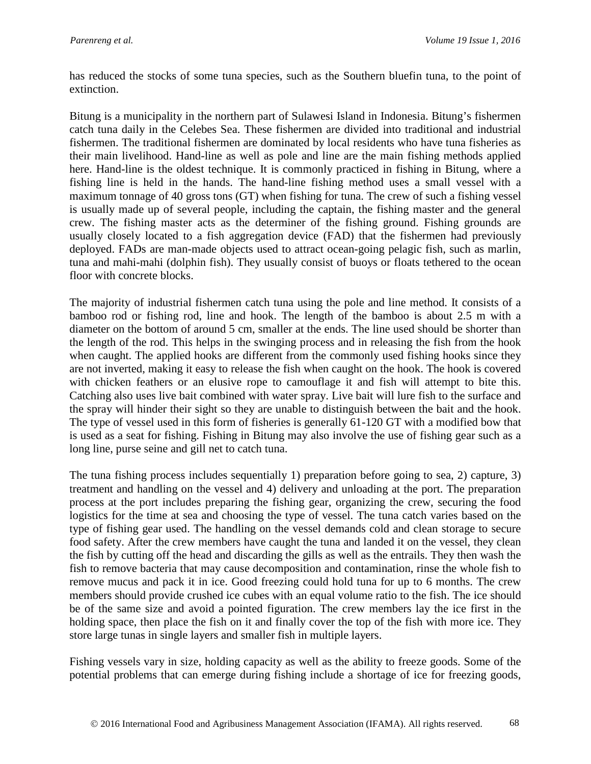has reduced the stocks of some tuna species, such as the Southern bluefin tuna, to the point of extinction.

Bitung is a municipality in the northern part of Sulawesi Island in Indonesia. Bitung's fishermen catch tuna daily in the Celebes Sea. These fishermen are divided into traditional and industrial fishermen. The traditional fishermen are dominated by local residents who have tuna fisheries as their main livelihood. Hand-line as well as pole and line are the main fishing methods applied here. Hand-line is the oldest technique. It is commonly practiced in fishing in Bitung, where a fishing line is held in the hands. The hand-line fishing method uses a small vessel with a maximum tonnage of 40 gross tons (GT) when fishing for tuna. The crew of such a fishing vessel is usually made up of several people, including the captain, the fishing master and the general crew. The fishing master acts as the determiner of the fishing ground. Fishing grounds are usually closely located to a fish aggregation device (FAD) that the fishermen had previously deployed. FADs are man-made objects used to attract ocean-going pelagic fish, such as marlin, tuna and mahi-mahi (dolphin fish). They usually consist of buoys or floats tethered to the ocean floor with concrete blocks.

The majority of industrial fishermen catch tuna using the pole and line method. It consists of a bamboo rod or fishing rod, line and hook. The length of the bamboo is about 2.5 m with a diameter on the bottom of around 5 cm, smaller at the ends. The line used should be shorter than the length of the rod. This helps in the swinging process and in releasing the fish from the hook when caught. The applied hooks are different from the commonly used fishing hooks since they are not inverted, making it easy to release the fish when caught on the hook. The hook is covered with chicken feathers or an elusive rope to camouflage it and fish will attempt to bite this. Catching also uses live bait combined with water spray. Live bait will lure fish to the surface and the spray will hinder their sight so they are unable to distinguish between the bait and the hook. The type of vessel used in this form of fisheries is generally 61-120 GT with a modified bow that is used as a seat for fishing. Fishing in Bitung may also involve the use of fishing gear such as a long line, purse seine and gill net to catch tuna.

The tuna fishing process includes sequentially 1) preparation before going to sea, 2) capture, 3) treatment and handling on the vessel and 4) delivery and unloading at the port. The preparation process at the port includes preparing the fishing gear, organizing the crew, securing the food logistics for the time at sea and choosing the type of vessel. The tuna catch varies based on the type of fishing gear used. The handling on the vessel demands cold and clean storage to secure food safety. After the crew members have caught the tuna and landed it on the vessel, they clean the fish by cutting off the head and discarding the gills as well as the entrails. They then wash the fish to remove bacteria that may cause decomposition and contamination, rinse the whole fish to remove mucus and pack it in ice. Good freezing could hold tuna for up to 6 months. The crew members should provide crushed ice cubes with an equal volume ratio to the fish. The ice should be of the same size and avoid a pointed figuration. The crew members lay the ice first in the holding space, then place the fish on it and finally cover the top of the fish with more ice. They store large tunas in single layers and smaller fish in multiple layers.

Fishing vessels vary in size, holding capacity as well as the ability to freeze goods. Some of the potential problems that can emerge during fishing include a shortage of ice for freezing goods,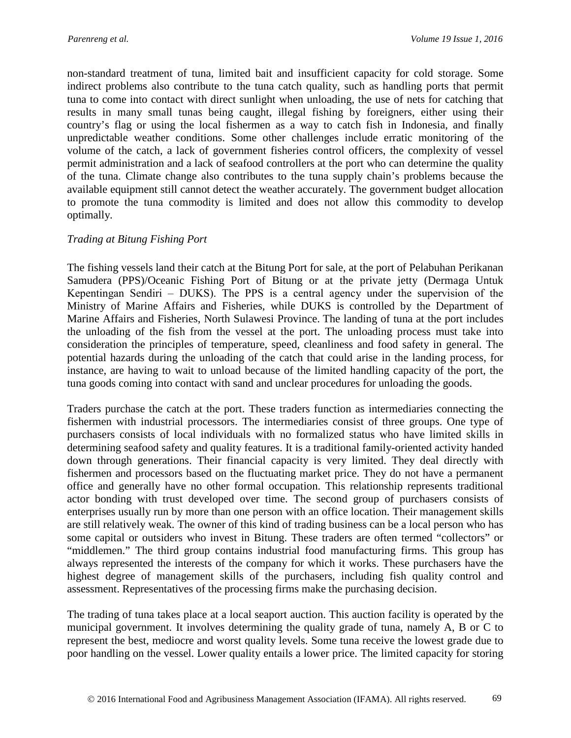non-standard treatment of tuna, limited bait and insufficient capacity for cold storage. Some indirect problems also contribute to the tuna catch quality, such as handling ports that permit tuna to come into contact with direct sunlight when unloading, the use of nets for catching that results in many small tunas being caught, illegal fishing by foreigners, either using their country's flag or using the local fishermen as a way to catch fish in Indonesia, and finally unpredictable weather conditions. Some other challenges include erratic monitoring of the volume of the catch, a lack of government fisheries control officers, the complexity of vessel permit administration and a lack of seafood controllers at the port who can determine the quality of the tuna. Climate change also contributes to the tuna supply chain's problems because the available equipment still cannot detect the weather accurately. The government budget allocation to promote the tuna commodity is limited and does not allow this commodity to develop optimally.

*Trading at Bitung Fishing Port*

The fishing vessels land their catch at the Bitung Port for sale, at the port of Pelabuhan Perikanan Samudera (PPS)/Oceanic Fishing Port of Bitung or at the private jetty (Dermaga Untuk Kepentingan Sendiri – DUKS). The PPS is a central agency under the supervision of the Ministry of Marine Affairs and Fisheries, while DUKS is controlled by the Department of Marine Affairs and Fisheries, North Sulawesi Province. The landing of tuna at the port includes the unloading of the fish from the vessel at the port. The unloading process must take into consideration the principles of temperature, speed, cleanliness and food safety in general. The potential hazards during the unloading of the catch that could arise in the landing process, for instance, are having to wait to unload because of the limited handling capacity of the port, the tuna goods coming into contact with sand and unclear procedures for unloading the goods.

Traders purchase the catch at the port. These traders function as intermediaries connecting the fishermen with industrial processors. The intermediaries consist of three groups. One type of purchasers consists of local individuals with no formalized status who have limited skills in determining seafood safety and quality features. It is a traditional family-oriented activity handed down through generations. Their financial capacity is very limited. They deal directly with fishermen and processors based on the fluctuating market price. They do not have a permanent office and generally have no other formal occupation. This relationship represents traditional actor bonding with trust developed over time. The second group of purchasers consists of enterprises usually run by more than one person with an office location. Their management skills are still relatively weak. The owner of this kind of trading business can be a local person who has some capital or outsiders who invest in Bitung. These traders are often termed "collectors" or "middlemen." The third group contains industrial food manufacturing firms. This group has always represented the interests of the company for which it works. These purchasers have the highest degree of management skills of the purchasers, including fish quality control and assessment. Representatives of the processing firms make the purchasing decision.

The trading of tuna takes place at a local seaport auction. This auction facility is operated by the municipal government. It involves determining the quality grade of tuna, namely A, B or C to represent the best, mediocre and worst quality levels. Some tuna receive the lowest grade due to poor handling on the vessel. Lower quality entails a lower price. The limited capacity for storing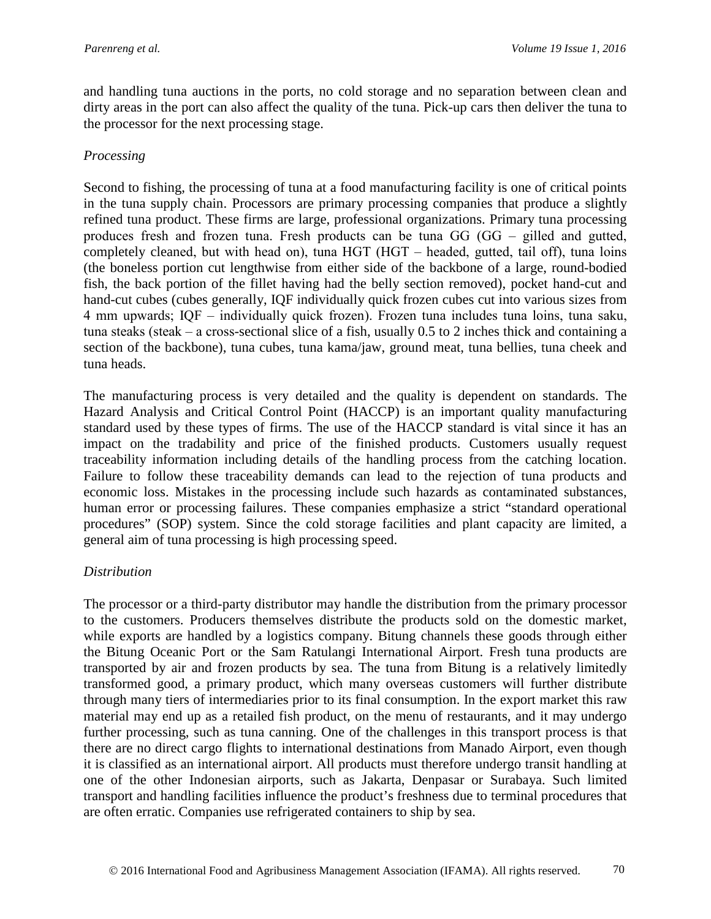and handling tuna auctions in the ports, no cold storage and no separation between clean and dirty areas in the port can also affect the quality of the tuna. Pick-up cars then deliver the tuna to the processor for the next processing stage.

*Processing*

Second to fishing, the processing of tuna at a food manufacturing facility is one of critical points in the tuna supply chain. Processors are primary processing companies that produce a slightly refined tuna product. These firms are large, professional organizations. Primary tuna processing produces fresh and frozen tuna. Fresh products can be tuna GG (GG – gilled and gutted, completely cleaned, but with head on), tuna HGT (HGT – headed, gutted, tail off), tuna loins (the boneless portion cut lengthwise from either side of the backbone of a large, round-bodied fish, the back portion of the fillet having had the belly section removed), pocket hand-cut and hand-cut cubes (cubes generally, IQF individually quick frozen cubes cut into various sizes from 4 mm upwards; IQF – individually quick frozen). Frozen tuna includes tuna loins, tuna saku, tuna steaks (steak – a cross-sectional slice of a fish, usually 0.5 to 2 inches thick and containing a section of the backbone), tuna cubes, tuna kama/jaw, ground meat, tuna bellies, tuna cheek and tuna heads.

The manufacturing process is very detailed and the quality is dependent on standards. The Hazard Analysis and Critical Control Point (HACCP) is an important quality manufacturing standard used by these types of firms. The use of the HACCP standard is vital since it has an impact on the tradability and price of the finished products. Customers usually request traceability information including details of the handling process from the catching location. Failure to follow these traceability demands can lead to the rejection of tuna products and economic loss. Mistakes in the processing include such hazards as contaminated substances, human error or processing failures. These companies emphasize a strict "standard operational procedures" (SOP) system. Since the cold storage facilities and plant capacity are limited, a general aim of tuna processing is high processing speed.

*Distribution*

The processor or a third-party distributor may handle the distribution from the primary processor to the customers. Producers themselves distribute the products sold on the domestic market, while exports are handled by a logistics company. Bitung channels these goods through either the Bitung Oceanic Port or the Sam Ratulangi International Airport. Fresh tuna products are transported by air and frozen products by sea. The tuna from Bitung is a relatively limitedly transformed good, a primary product, which many overseas customers will further distribute through many tiers of intermediaries prior to its final consumption. In the export market this raw material may end up as a retailed fish product, on the menu of restaurants, and it may undergo further processing, such as tuna canning. One of the challenges in this transport process is that there are no direct cargo flights to international destinations from Manado Airport, even though it is classified as an international airport. All products must therefore undergo transit handling at one of the other Indonesian airports, such as Jakarta, Denpasar or Surabaya. Such limited transport and handling facilities influence the product's freshness due to terminal procedures that are often erratic. Companies use refrigerated containers to ship by sea.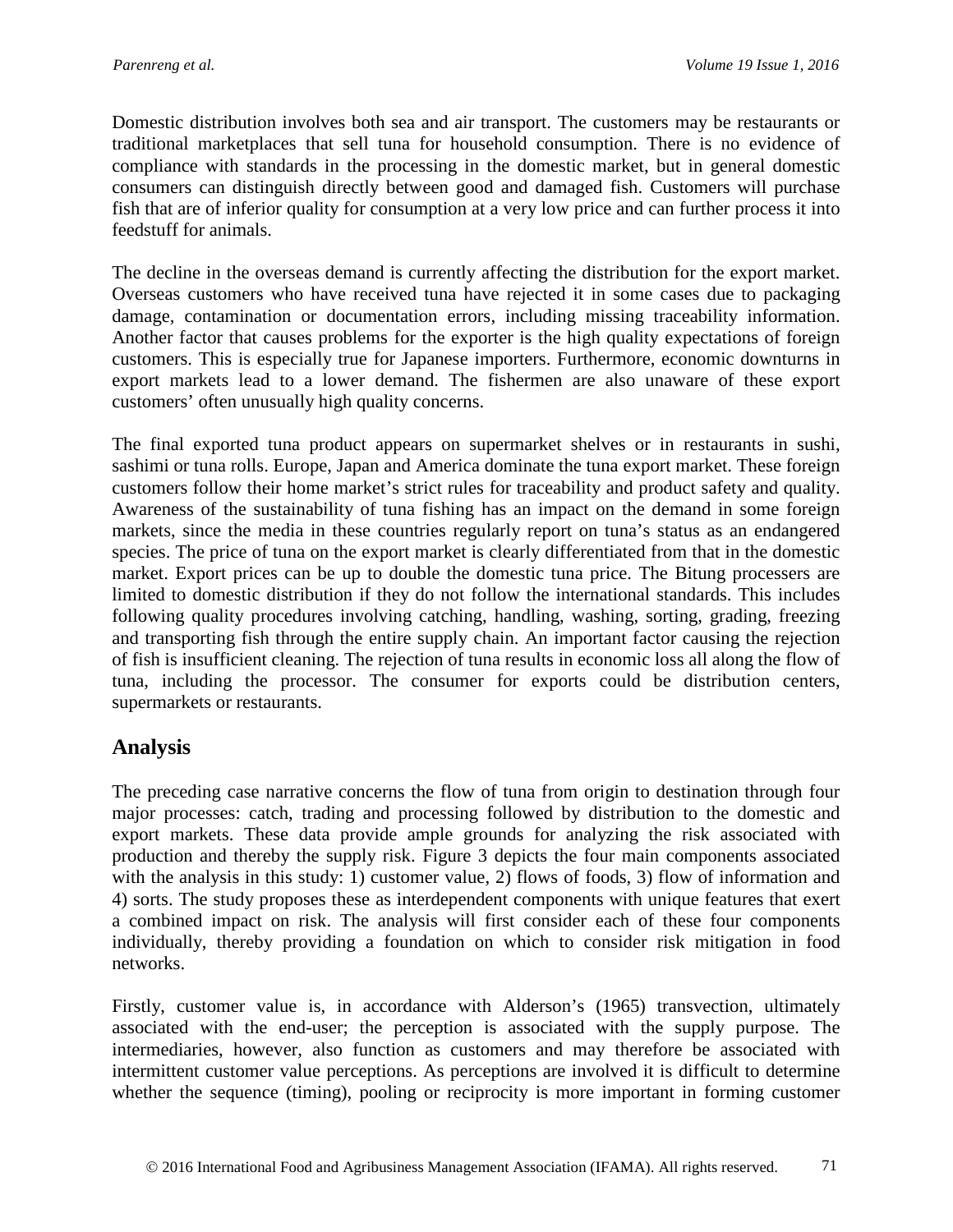Domestic distribution involves both sea and air transport. The customers may be restaurants or traditional marketplaces that sell tuna for household consumption. There is no evidence of compliance with standards in the processing in the domestic market, but in general domestic consumers can distinguish directly between good and damaged fish. Customers will purchase fish that are of inferior quality for consumption at a very low price and can further process it into feedstuff for animals.

The decline in the overseas demand is currently affecting the distribution for the export market. Overseas customers who have received tuna have rejected it in some cases due to packaging damage, contamination or documentation errors, including missing traceability information. Another factor that causes problems for the exporter is the high quality expectations of foreign customers. This is especially true for Japanese importers. Furthermore, economic downturns in export markets lead to a lower demand. The fishermen are also unaware of these export customers' often unusually high quality concerns.

The final exported tuna product appears on supermarket shelves or in restaurants in sushi, sashimi or tuna rolls. Europe, Japan and America dominate the tuna export market. These foreign customers follow their home market's strict rules for traceability and product safety and quality. Awareness of the sustainability of tuna fishing has an impact on the demand in some foreign markets, since the media in these countries regularly report on tuna's status as an endangered species. The price of tuna on the export market is clearly differentiated from that in the domestic market. Export prices can be up to double the domestic tuna price. The Bitung processers are limited to domestic distribution if they do not follow the international standards. This includes following quality procedures involving catching, handling, washing, sorting, grading, freezing and transporting fish through the entire supply chain. An important factor causing the rejection of fish is insufficient cleaning. The rejection of tuna results in economic loss all along the flow of tuna, including the processor. The consumer for exports could be distribution centers, supermarkets or restaurants.

## Analysis

The preceding case narrative concerns the flow of tuna from origin to destination through four major processes: catch, trading and processing followed by distribution to the domestic and export markets. These data provide ample grounds for analyzing the risk associated with production and thereby the supply risk. Figure 3 depicts the four main components associated with the analysis in this study: 1) customer value, 2) flows of foods, 3) flow of information and 4) sorts. The study proposes these as interdependent components with unique features that exert a combined impact on risk. The analysis will first consider each of these four components individually, thereby providing a foundation on which to consider risk mitigation in food networks.

Firstly, customer value is, in accordance with Alderson's (1965) transvection, ultimately associated with the end-user; the perception is associated with the supply purpose. The intermediaries, however, also function as customers and may therefore be associated with intermittent customer value perceptions. As perceptions are involved it is difficult to determine whether the sequence (timing), pooling or reciprocity is more important in forming customer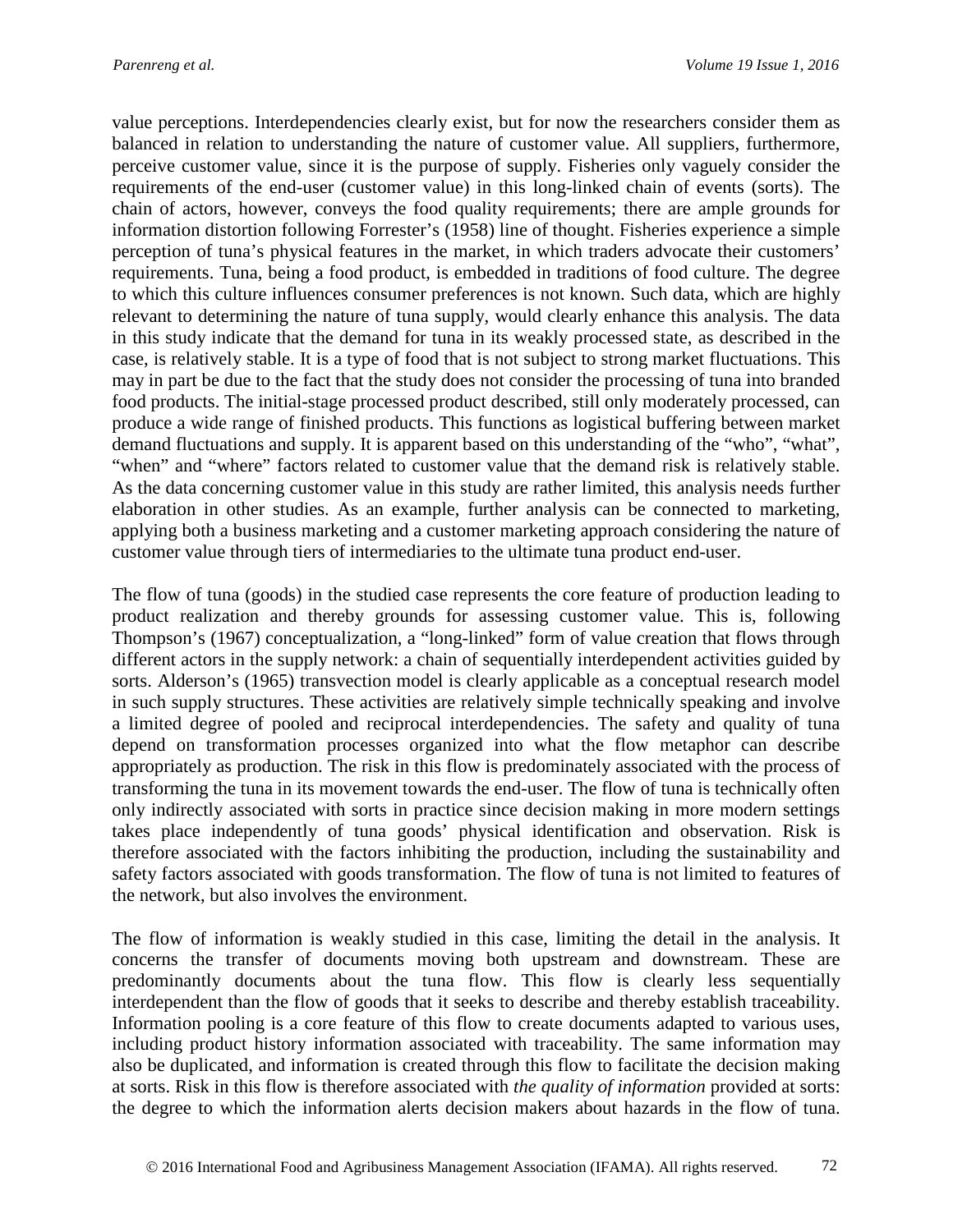value perceptions. Interdependencies clearly exist, but for now the researchers consider them as balanced in relation to understanding the nature of customer value. All suppliers, furthermore, perceive customer value, since it is the purpose of supply. Fisheries only vaguely consider the requirements of the end-user (customer value) in this long-linked chain of events (sorts). The chain of actors, however, conveys the food quality requirements; there are ample grounds for information distortion following Forrester's (1958) line of thought. Fisheries experience a simple perception of tuna's physical features in the market, in which traders advocate their customers' requirements. Tuna, being a food product, is embedded in traditions of food culture. The degree to which this culture influences consumer preferences is not known. Such data, which are highly relevant to determining the nature of tuna supply, would clearly enhance this analysis. The data in this study indicate that the demand for tuna in its weakly processed state, as described in the case, is relatively stable. It is a type of food that is not subject to strong market fluctuations. This may in part be due to the fact that the study does not consider the processing of tuna into branded food products. The initial-stage processed product described, still only moderately processed, can produce a wide range of finished products. This functions as logistical buffering between market demand fluctuations and supply. It is apparent based on this understanding of the "who", "what", "when" and "where" factors related to customer value that the demand risk is relatively stable. As the data concerning customer value in this study are rather limited, this analysis needs further elaboration in other studies. As an example, further analysis can be connected to marketing, applying both a business marketing and a customer marketing approach considering the nature of customer value through tiers of intermediaries to the ultimate tuna product end-user.

The flow of tuna (goods) in the studied case represents the core feature of production leading to product realization and thereby grounds for assessing customer value. This is, following Thompson's (1967) conceptualization, a "long-linked" form of value creation that flows through different actors in the supply network: a chain of sequentially interdependent activities guided by sorts. Alderson's (1965) transvection model is clearly applicable as a conceptual research model in such supply structures. These activities are relatively simple technically speaking and involve a limited degree of pooled and reciprocal interdependencies. The safety and quality of tuna depend on transformation processes organized into what the flow metaphor can describe appropriately as production. The risk in this flow is predominately associated with the process of transforming the tuna in its movement towards the end-user. The flow of tuna is technically often only indirectly associated with sorts in practice since decision making in more modern settings takes place independently of tuna goods' physical identification and observation. Risk is therefore associated with the factors inhibiting the production, including the sustainability and safety factors associated with goods transformation. The flow of tuna is not limited to features of the network, but also involves the environment.

The flow of information is weakly studied in this case, limiting the detail in the analysis. It concerns the transfer of documents moving both upstream and downstream. These are predominantly documents about the tuna flow. This flow is clearly less sequentially interdependent than the flow of goods that it seeks to describe and thereby establish traceability. Information pooling is a core feature of this flow to create documents adapted to various uses, including product history information associated with traceability. The same information may also be duplicated, and information is created through this flow to facilitate the decision making at sorts. Risk in this flow is therefore associated with *the quality of information* provided at sorts: the degree to which the information alerts decision makers about hazards in the flow of tuna.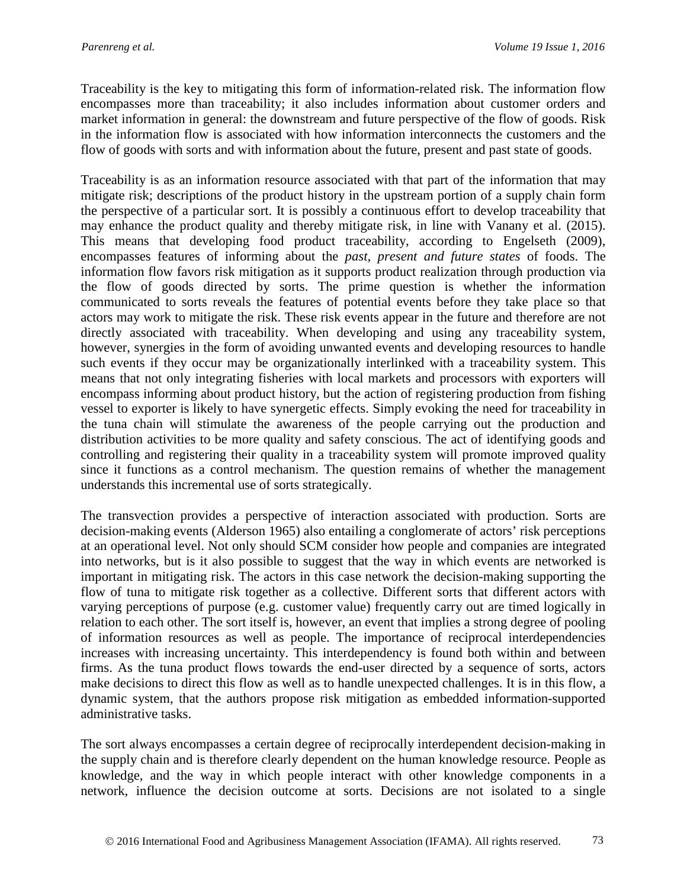Traceability is the key to mitigating this form of information-related risk. The information flow encompasses more than traceability; it also includes information about customer orders and market information in general: the downstream and future perspective of the flow of goods. Risk in the information flow is associated with how information interconnects the customers and the flow of goods with sorts and with information about the future, present and past state of goods.

Traceability is as an information resource associated with that part of the information that may mitigate risk; descriptions of the product history in the upstream portion of a supply chain form the perspective of a particular sort. It is possibly a continuous effort to develop traceability that may enhance the product quality and thereby mitigate risk, in line with Vanany et al. (2015). This means that developing food product traceability, according to Engelseth (2009), encompasses features of informing about the *past, present and future states* of foods. The information flow favors risk mitigation as it supports product realization through production via the flow of goods directed by sorts. The prime question is whether the information communicated to sorts reveals the features of potential events before they take place so that actors may work to mitigate the risk. These risk events appear in the future and therefore are not directly associated with traceability. When developing and using any traceability system, however, synergies in the form of avoiding unwanted events and developing resources to handle such events if they occur may be organizationally interlinked with a traceability system. This means that not only integrating fisheries with local markets and processors with exporters will encompass informing about product history, but the action of registering production from fishing vessel to exporter is likely to have synergetic effects. Simply evoking the need for traceability in the tuna chain will stimulate the awareness of the people carrying out the production and distribution activities to be more quality and safety conscious. The act of identifying goods and controlling and registering their quality in a traceability system will promote improved quality since it functions as a control mechanism. The question remains of whether the management understands this incremental use of sorts strategically.

The transvection provides a perspective of interaction associated with production. Sorts are decision-making events (Alderson 1965) also entailing a conglomerate of actors' risk perceptions at an operational level. Not only should SCM consider how people and companies are integrated into networks, but is it also possible to suggest that the way in which events are networked is important in mitigating risk. The actors in this case network the decision-making supporting the flow of tuna to mitigate risk together as a collective. Different sorts that different actors with varying perceptions of purpose (e.g. customer value) frequently carry out are timed logically in relation to each other. The sort itself is, however, an event that implies a strong degree of pooling of information resources as well as people. The importance of reciprocal interdependencies increases with increasing uncertainty. This interdependency is found both within and between firms. As the tuna product flows towards the end-user directed by a sequence of sorts, actors make decisions to direct this flow as well as to handle unexpected challenges. It is in this flow, a dynamic system, that the authors propose risk mitigation as embedded information-supported administrative tasks.

The sort always encompasses a certain degree of reciprocally interdependent decision-making in the supply chain and is therefore clearly dependent on the human knowledge resource. People as knowledge, and the way in which people interact with other knowledge components in a network, influence the decision outcome at sorts. Decisions are not isolated to a single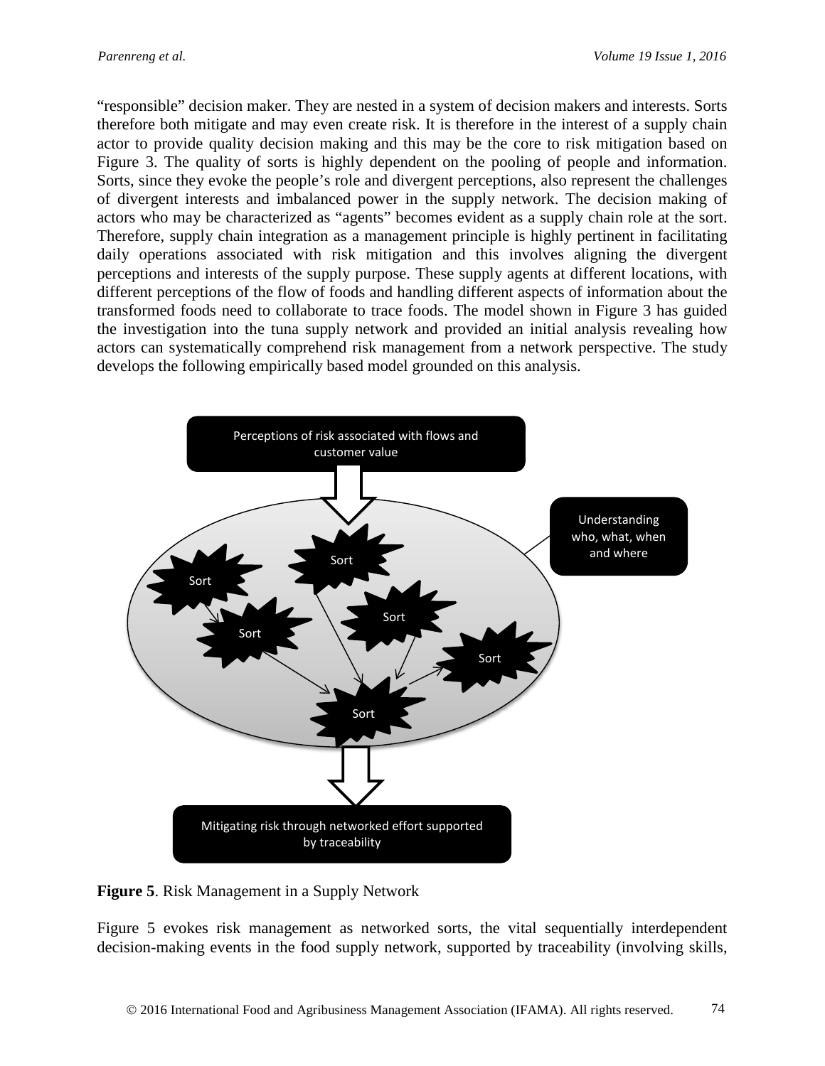"responsible" decision maker. They are nested in a system of decision makers and interests. Sorts therefore both mitigate and may even create risk. It is therefore in the interest of a supply chain actor to provide quality decision making and this may be the core to risk mitigation based on Figure 3. The quality of sorts is highly dependent on the pooling of people and information. Sorts, since they evoke the people's role and divergent perceptions, also represent the challenges of divergent interests and imbalanced power in the supply network. The decision making of actors who may be characterized as "agents" becomes evident as a supply chain role at the sort. Therefore, supply chain integration as a management principle is highly pertinent in facilitating daily operations associated with risk mitigation and this involves aligning the divergent perceptions and interests of the supply purpose. These supply agents at different locations, with different perceptions of the flow of foods and handling different aspects of information about the transformed foods need to collaborate to trace foods. The model shown in Figure 3 has guided the investigation into the tuna supply network and provided an initial analysis revealing how actors can systematically comprehend risk management from a network perspective. The study develops the following empirically based model grounded on this analysis.

Perceptions of risk associated with flows and customer value

Understanding who, what, when and where

Sort

Sort

Sort

Sort

Sort

Sort

Mitigating risk through networked effort supported by traceability

**Figure 5**. Risk Management in a Supply Network

Figure 5 evokes risk management as networked sorts, the vital sequentially interdependent decision-making events in the food supply network, supported by traceability (involving skills,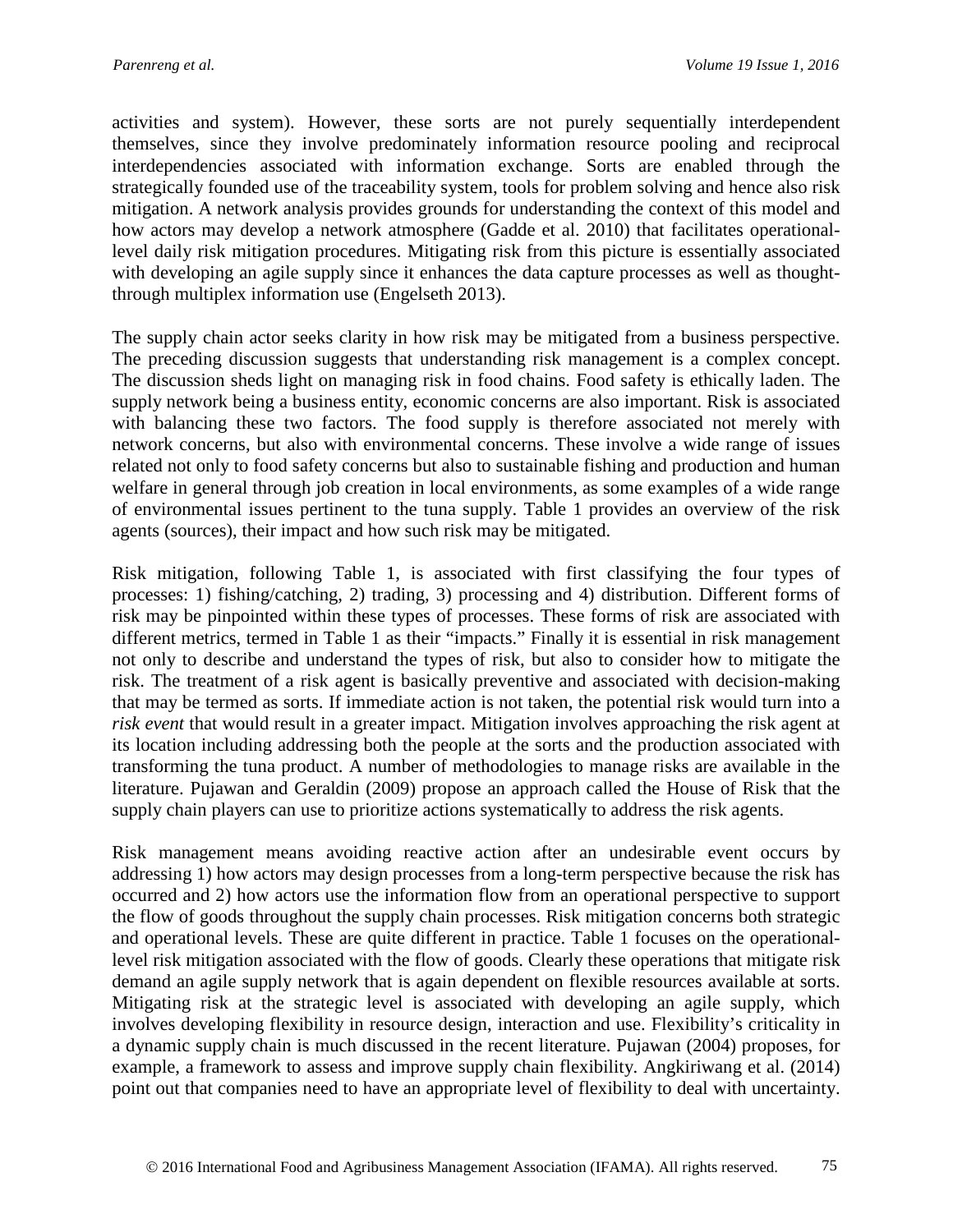activities and system). However, these sorts are not purely sequentially interdependent themselves, since they involve predominately information resource pooling and reciprocal interdependencies associated with information exchange. Sorts are enabled through the strategically founded use of the traceability system, tools for problem solving and hence also risk mitigation. A network analysis provides grounds for understanding the context of this model and how actors may develop a network atmosphere (Gadde et al. 2010) that facilitates operational-level daily risk mitigation procedures. Mitigating risk from this picture is essentially associated with developing an agile supply since it enhances the data capture processes as well as thought-through multiplex information use (Engelseth 2013).

The supply chain actor seeks clarity in how risk may be mitigated from a business perspective. The preceding discussion suggests that understanding risk management is a complex concept. The discussion sheds light on managing risk in food chains. Food safety is ethically laden. The supply network being a business entity, economic concerns are also important. Risk is associated with balancing these two factors. The food supply is therefore associated not merely with network concerns, but also with environmental concerns. These involve a wide range of issues related not only to food safety concerns but also to sustainable fishing and production and human welfare in general through job creation in local environments, as some examples of a wide range of environmental issues pertinent to the tuna supply. Table 1 provides an overview of the risk agents (sources), their impact and how such risk may be mitigated.

Risk mitigation, following Table 1, is associated with first classifying the four types of processes: 1) fishing/catching, 2) trading, 3) processing and 4) distribution. Different forms of risk may be pinpointed within these types of processes. These forms of risk are associated with different metrics, termed in Table 1 as their "impacts." Finally it is essential in risk management not only to describe and understand the types of risk, but also to consider how to mitigate the risk. The treatment of a risk agent is basically preventive and associated with decision-making that may be termed as sorts. If immediate action is not taken, the potential risk would turn into a *risk event* that would result in a greater impact. Mitigation involves approaching the risk agent at its location including addressing both the people at the sorts and the production associated with transforming the tuna product. A number of methodologies to manage risks are available in the literature. Pujawan and Geraldin (2009) propose an approach called the House of Risk that the supply chain players can use to prioritize actions systematically to address the risk agents.

Risk management means avoiding reactive action after an undesirable event occurs by addressing 1) how actors may design processes from a long-term perspective because the risk has occurred and 2) how actors use the information flow from an operational perspective to support the flow of goods throughout the supply chain processes. Risk mitigation concerns both strategic and operational levels. These are quite different in practice. Table 1 focuses on the operational-level risk mitigation associated with the flow of goods. Clearly these operations that mitigate risk demand an agile supply network that is again dependent on flexible resources available at sorts. Mitigating risk at the strategic level is associated with developing an agile supply, which involves developing flexibility in resource design, interaction and use. Flexibility's criticality in a dynamic supply chain is much discussed in the recent literature. Pujawan (2004) proposes, for example, a framework to assess and improve supply chain flexibility. Angkiriwang et al. (2014) point out that companies need to have an appropriate level of flexibility to deal with uncertainty.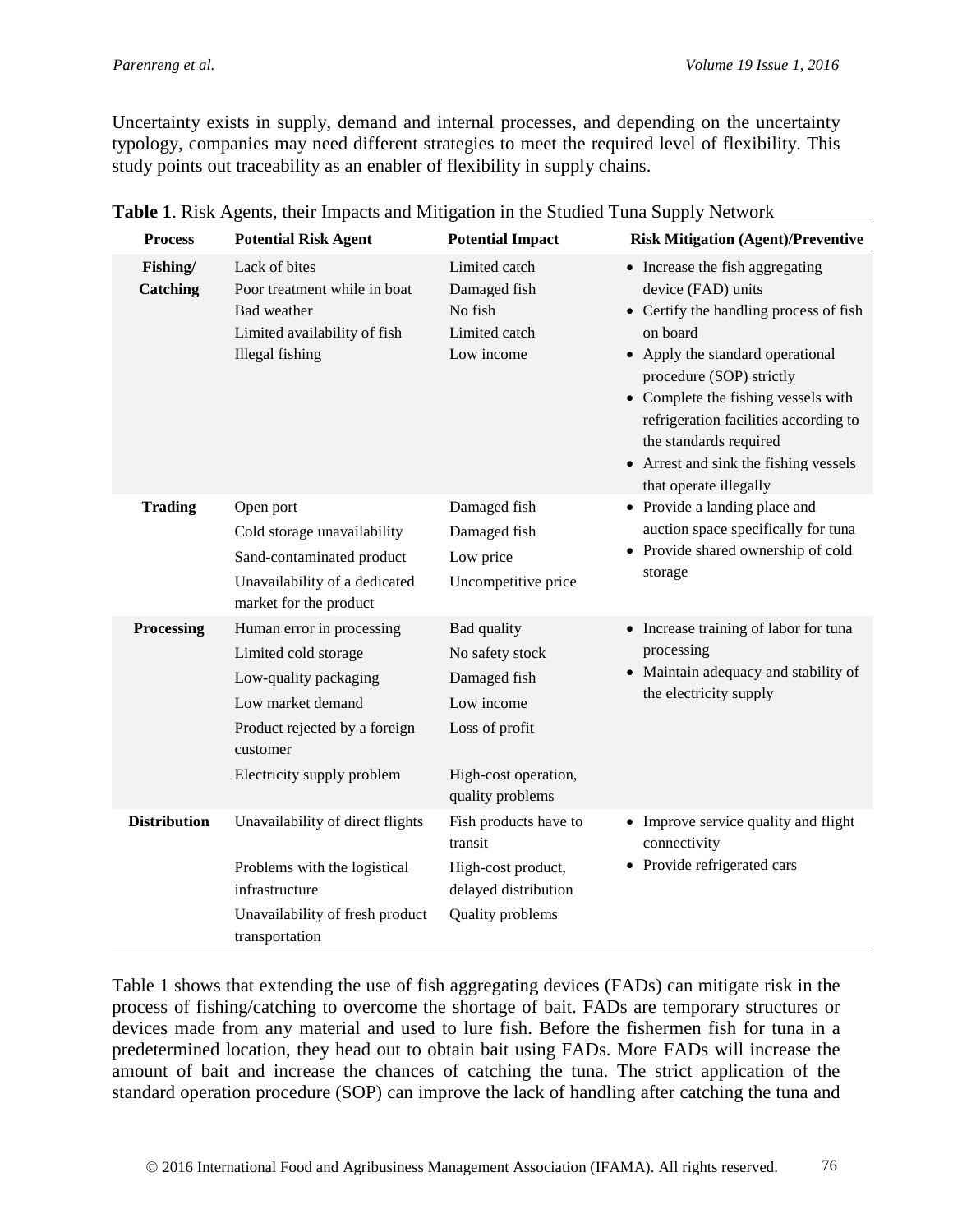Uncertainty exists in supply, demand and internal processes, and depending on the uncertainty typology, companies may need different strategies to meet the required level of flexibility. This study points out traceability as an enabler of flexibility in supply chains.

**Table 1**. Risk Agents, their Impacts and Mitigation in the Studied Tuna Supply Network

| Process | Potential Risk Agent | Potential Impact | Risk Mitigation (Agent)/Preventive |
|---|---|---|---|
| **Fishing/ Catching** | Lack of bites<br>Poor treatment while in boat<br>Bad weather<br>Limited availability of fish<br>Illegal fishing | Limited catch<br>Damaged fish<br>No fish<br>Limited catch<br>Low income | • Increase the fish aggregating device (FAD) units<br>• Certify the handling process of fish on board<br>• Apply the standard operational procedure (SOP) strictly<br>• Complete the fishing vessels with refrigeration facilities according to the standards required<br>• Arrest and sink the fishing vessels that operate illegally |
| **Trading** | Open port<br>Cold storage unavailability<br>Sand-contaminated product<br>Unavailability of a dedicated market for the product | Damaged fish<br>Damaged fish<br>Low price<br>Uncompetitive price | • Provide a landing place and auction space specifically for tuna<br>• Provide shared ownership of cold storage |
| **Processing** | Human error in processing<br>Limited cold storage<br>Low-quality packaging<br>Low market demand<br>Product rejected by a foreign customer<br>Electricity supply problem | Bad quality<br>No safety stock<br>Damaged fish<br>Low income<br>Loss of profit<br>High-cost operation, quality problems | • Increase training of labor for tuna processing<br>• Maintain adequacy and stability of the electricity supply |
| **Distribution** | Unavailability of direct flights<br>Problems with the logistical infrastructure<br>Unavailability of fresh product transportation | Fish products have to transit<br>High-cost product, delayed distribution<br>Quality problems | • Improve service quality and flight connectivity<br>• Provide refrigerated cars |

Table 1 shows that extending the use of fish aggregating devices (FADs) can mitigate risk in the process of fishing/catching to overcome the shortage of bait. FADs are temporary structures or devices made from any material and used to lure fish. Before the fishermen fish for tuna in a predetermined location, they head out to obtain bait using FADs. More FADs will increase the amount of bait and increase the chances of catching the tuna. The strict application of the standard operation procedure (SOP) can improve the lack of handling after catching the tuna and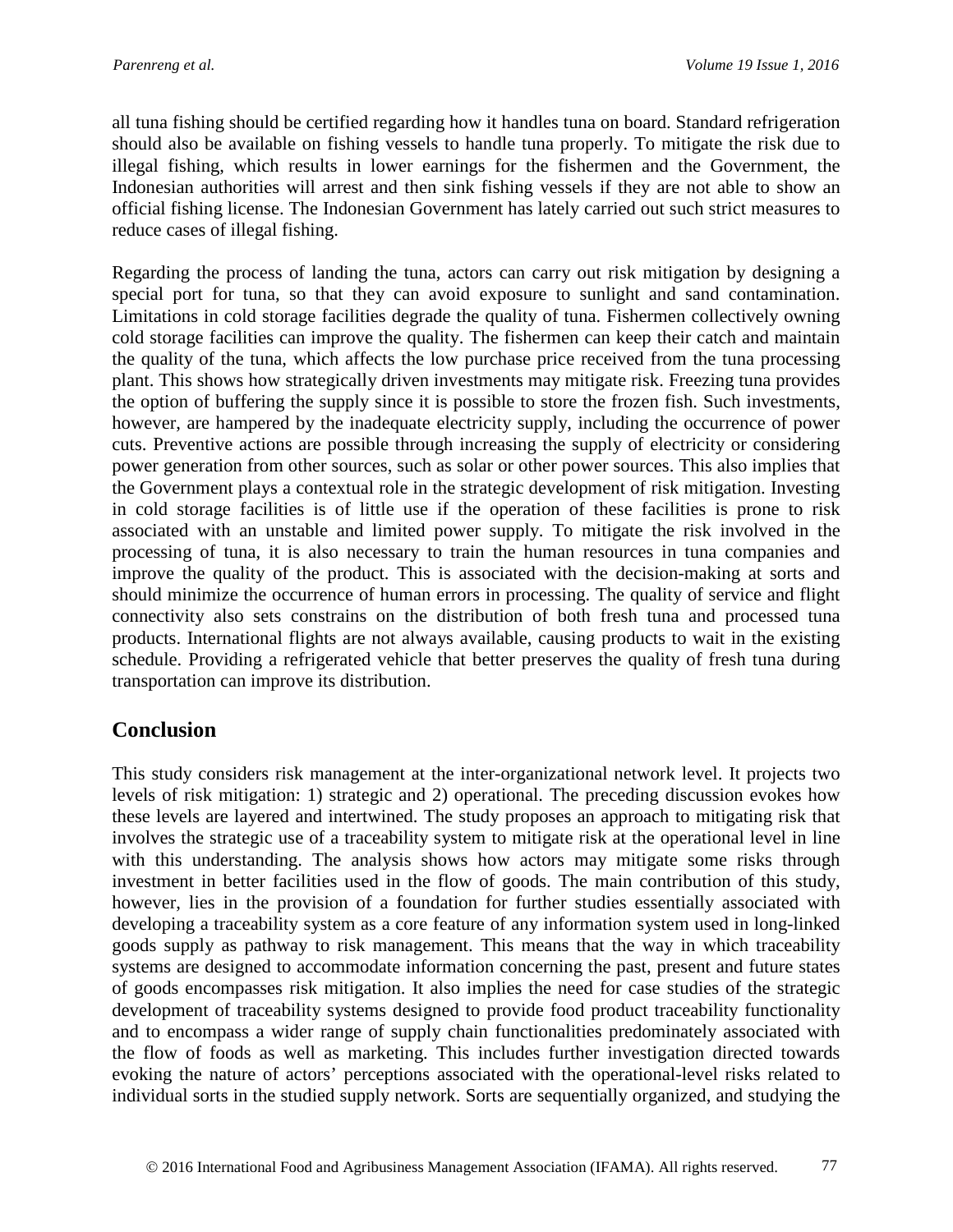all tuna fishing should be certified regarding how it handles tuna on board. Standard refrigeration should also be available on fishing vessels to handle tuna properly. To mitigate the risk due to illegal fishing, which results in lower earnings for the fishermen and the Government, the Indonesian authorities will arrest and then sink fishing vessels if they are not able to show an official fishing license. The Indonesian Government has lately carried out such strict measures to reduce cases of illegal fishing.

Regarding the process of landing the tuna, actors can carry out risk mitigation by designing a special port for tuna, so that they can avoid exposure to sunlight and sand contamination. Limitations in cold storage facilities degrade the quality of tuna. Fishermen collectively owning cold storage facilities can improve the quality. The fishermen can keep their catch and maintain the quality of the tuna, which affects the low purchase price received from the tuna processing plant. This shows how strategically driven investments may mitigate risk. Freezing tuna provides the option of buffering the supply since it is possible to store the frozen fish. Such investments, however, are hampered by the inadequate electricity supply, including the occurrence of power cuts. Preventive actions are possible through increasing the supply of electricity or considering power generation from other sources, such as solar or other power sources. This also implies that the Government plays a contextual role in the strategic development of risk mitigation. Investing in cold storage facilities is of little use if the operation of these facilities is prone to risk associated with an unstable and limited power supply. To mitigate the risk involved in the processing of tuna, it is also necessary to train the human resources in tuna companies and improve the quality of the product. This is associated with the decision-making at sorts and should minimize the occurrence of human errors in processing. The quality of service and flight connectivity also sets constrains on the distribution of both fresh tuna and processed tuna products. International flights are not always available, causing products to wait in the existing schedule. Providing a refrigerated vehicle that better preserves the quality of fresh tuna during transportation can improve its distribution.

## Conclusion

This study considers risk management at the inter-organizational network level. It projects two levels of risk mitigation: 1) strategic and 2) operational. The preceding discussion evokes how these levels are layered and intertwined. The study proposes an approach to mitigating risk that involves the strategic use of a traceability system to mitigate risk at the operational level in line with this understanding. The analysis shows how actors may mitigate some risks through investment in better facilities used in the flow of goods. The main contribution of this study, however, lies in the provision of a foundation for further studies essentially associated with developing a traceability system as a core feature of any information system used in long-linked goods supply as pathway to risk management. This means that the way in which traceability systems are designed to accommodate information concerning the past, present and future states of goods encompasses risk mitigation. It also implies the need for case studies of the strategic development of traceability systems designed to provide food product traceability functionality and to encompass a wider range of supply chain functionalities predominately associated with the flow of foods as well as marketing. This includes further investigation directed towards evoking the nature of actors' perceptions associated with the operational-level risks related to individual sorts in the studied supply network. Sorts are sequentially organized, and studying the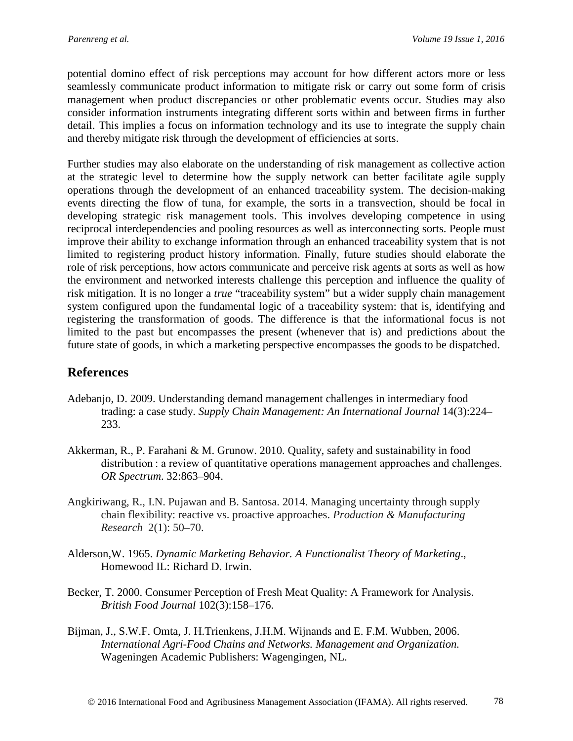potential domino effect of risk perceptions may account for how different actors more or less seamlessly communicate product information to mitigate risk or carry out some form of crisis management when product discrepancies or other problematic events occur. Studies may also consider information instruments integrating different sorts within and between firms in further detail. This implies a focus on information technology and its use to integrate the supply chain and thereby mitigate risk through the development of efficiencies at sorts.

Further studies may also elaborate on the understanding of risk management as collective action at the strategic level to determine how the supply network can better facilitate agile supply operations through the development of an enhanced traceability system. The decision-making events directing the flow of tuna, for example, the sorts in a transvection, should be focal in developing strategic risk management tools. This involves developing competence in using reciprocal interdependencies and pooling resources as well as interconnecting sorts. People must improve their ability to exchange information through an enhanced traceability system that is not limited to registering product history information. Finally, future studies should elaborate the role of risk perceptions, how actors communicate and perceive risk agents at sorts as well as how the environment and networked interests challenge this perception and influence the quality of risk mitigation. It is no longer a *true* "traceability system" but a wider supply chain management system configured upon the fundamental logic of a traceability system: that is, identifying and registering the transformation of goods. The difference is that the informational focus is not limited to the past but encompasses the present (whenever that is) and predictions about the future state of goods, in which a marketing perspective encompasses the goods to be dispatched.

## References

Adebanjo, D. 2009. Understanding demand management challenges in intermediary food trading: a case study. *Supply Chain Management: An International Journal* 14(3):224–233.

Akkerman, R., P. Farahani & M. Grunow. 2010. Quality, safety and sustainability in food distribution : a review of quantitative operations management approaches and challenges. *OR Spectrum*. 32:863–904.

Angkiriwang, R., I.N. Pujawan and B. Santosa. 2014. Managing uncertainty through supply chain flexibility: reactive vs. proactive approaches. *Production & Manufacturing Research* 2(1): 50–70.

Alderson,W. 1965. *Dynamic Marketing Behavior. A Functionalist Theory of Marketing*., Homewood IL: Richard D. Irwin.

Becker, T. 2000. Consumer Perception of Fresh Meat Quality: A Framework for Analysis. *British Food Journal* 102(3):158–176.

Bijman, J., S.W.F. Omta, J. H.Trienkens, J.H.M. Wijnands and E. F.M. Wubben, 2006. *International Agri-Food Chains and Networks. Management and Organization.* Wageningen Academic Publishers: Wagengingen, NL.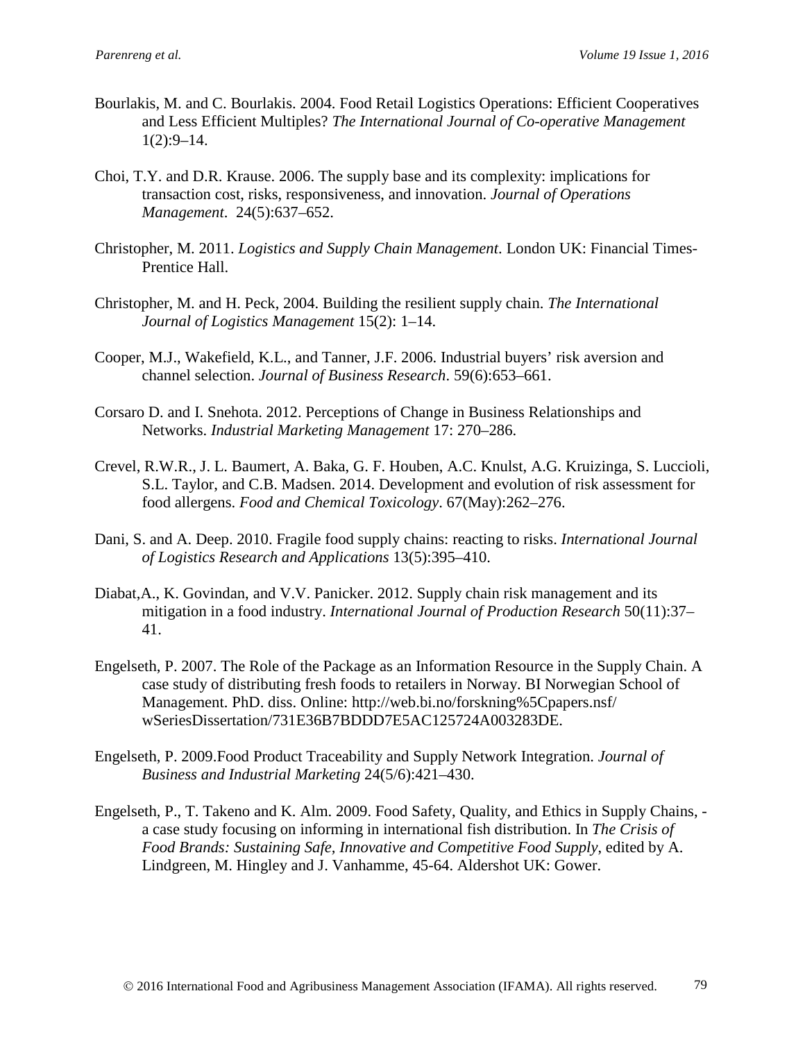Bourlakis, M. and C. Bourlakis. 2004. Food Retail Logistics Operations: Efficient Cooperatives and Less Efficient Multiples? *The International Journal of Co-operative Management* 1(2):9–14.

Choi, T.Y. and D.R. Krause. 2006. The supply base and its complexity: implications for transaction cost, risks, responsiveness, and innovation. *Journal of Operations Management*. 24(5):637–652.

Christopher, M. 2011. *Logistics and Supply Chain Management*. London UK: Financial Times-Prentice Hall.

Christopher, M. and H. Peck, 2004. Building the resilient supply chain. *The International Journal of Logistics Management* 15(2): 1–14.

Cooper, M.J., Wakefield, K.L., and Tanner, J.F. 2006. Industrial buyers' risk aversion and channel selection. *Journal of Business Research*. 59(6):653–661.

Corsaro D. and I. Snehota. 2012. Perceptions of Change in Business Relationships and Networks. *Industrial Marketing Management* 17: 270–286.

Crevel, R.W.R., J. L. Baumert, A. Baka, G. F. Houben, A.C. Knulst, A.G. Kruizinga, S. Luccioli, S.L. Taylor, and C.B. Madsen. 2014. Development and evolution of risk assessment for food allergens. *Food and Chemical Toxicology*. 67(May):262–276.

Dani, S. and A. Deep. 2010. Fragile food supply chains: reacting to risks. *International Journal of Logistics Research and Applications* 13(5):395–410.

Diabat,A., K. Govindan, and V.V. Panicker. 2012. Supply chain risk management and its mitigation in a food industry. *International Journal of Production Research* 50(11):37–41.

Engelseth, P. 2007. The Role of the Package as an Information Resource in the Supply Chain. A case study of distributing fresh foods to retailers in Norway. BI Norwegian School of Management. PhD. diss. Online: http://web.bi.no/forskning%5Cpapers.nsf/wSeriesDissertation/731E36B7BDDD7E5AC125724A003283DE.

Engelseth, P. 2009.Food Product Traceability and Supply Network Integration. *Journal of Business and Industrial Marketing* 24(5/6):421–430.

Engelseth, P., T. Takeno and K. Alm. 2009. Food Safety, Quality, and Ethics in Supply Chains, - a case study focusing on informing in international fish distribution. In *The Crisis of Food Brands: Sustaining Safe, Innovative and Competitive Food Supply*, edited by A. Lindgreen, M. Hingley and J. Vanhamme, 45-64. Aldershot UK: Gower.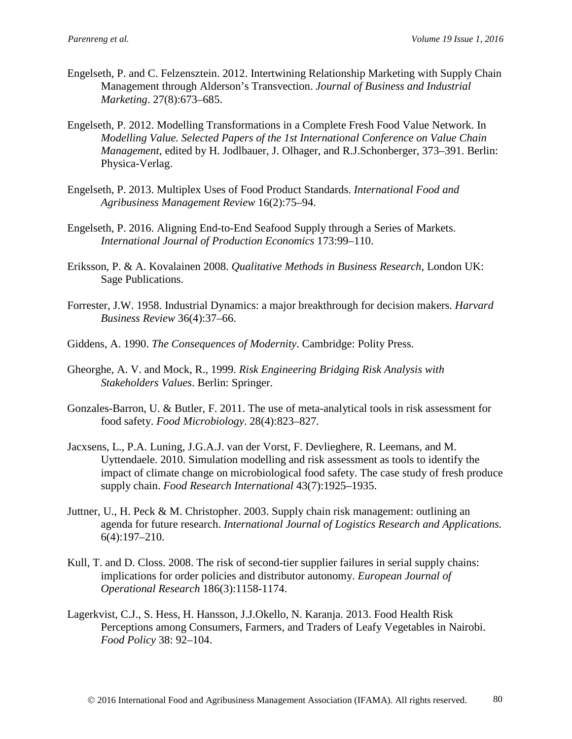Engelseth, P. and C. Felzensztein. 2012. Intertwining Relationship Marketing with Supply Chain Management through Alderson's Transvection. *Journal of Business and Industrial Marketing*. 27(8):673–685.

Engelseth, P. 2012. Modelling Transformations in a Complete Fresh Food Value Network. In *Modelling Value. Selected Papers of the 1st International Conference on Value Chain Management*, edited by H. Jodlbauer, J. Olhager, and R.J.Schonberger, 373–391. Berlin: Physica-Verlag.

Engelseth, P. 2013. Multiplex Uses of Food Product Standards. *International Food and Agribusiness Management Review* 16(2):75–94.

Engelseth, P. 2016. Aligning End-to-End Seafood Supply through a Series of Markets. *International Journal of Production Economics* 173:99–110.

Eriksson, P. & A. Kovalainen 2008. *Qualitative Methods in Business Research*, London UK: Sage Publications.

Forrester, J.W. 1958. Industrial Dynamics: a major breakthrough for decision makers. *Harvard Business Review* 36(4):37–66.

Giddens, A. 1990. *The Consequences of Modernity*. Cambridge: Polity Press.

Gheorghe, A. V. and Mock, R., 1999. *Risk Engineering Bridging Risk Analysis with Stakeholders Values*. Berlin: Springer.

Gonzales-Barron, U. & Butler, F. 2011. The use of meta-analytical tools in risk assessment for food safety. *Food Microbiology*. 28(4):823–827.

Jacxsens, L., P.A. Luning, J.G.A.J. van der Vorst, F. Devlieghere, R. Leemans, and M. Uyttendaele. 2010. Simulation modelling and risk assessment as tools to identify the impact of climate change on microbiological food safety. The case study of fresh produce supply chain. *Food Research International* 43(7):1925–1935.

Juttner, U., H. Peck & M. Christopher. 2003. Supply chain risk management: outlining an agenda for future research. *International Journal of Logistics Research and Applications.* 6(4):197–210.

Kull, T. and D. Closs. 2008. The risk of second-tier supplier failures in serial supply chains: implications for order policies and distributor autonomy. *European Journal of Operational Research* 186(3):1158-1174.

Lagerkvist, C.J., S. Hess, H. Hansson, J.J.Okello, N. Karanja. 2013. Food Health Risk Perceptions among Consumers, Farmers, and Traders of Leafy Vegetables in Nairobi. *Food Policy* 38: 92–104.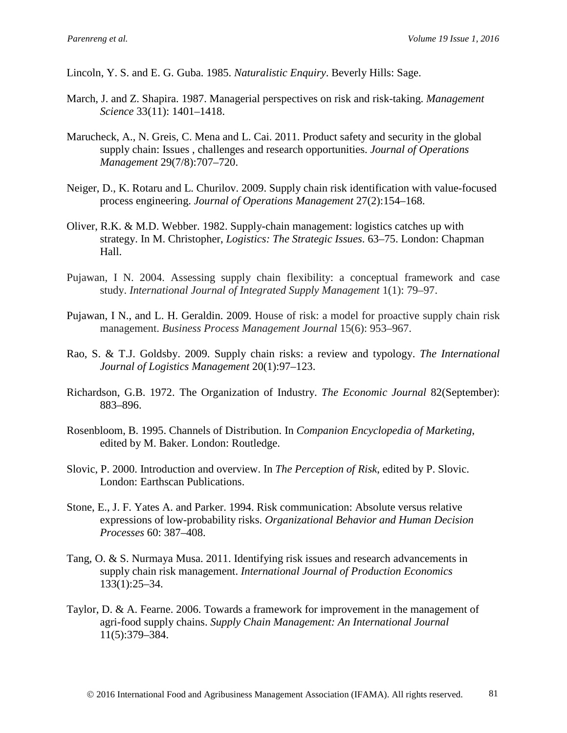Lincoln, Y. S. and E. G. Guba. 1985. *Naturalistic Enquiry*. Beverly Hills: Sage.

March, J. and Z. Shapira. 1987. Managerial perspectives on risk and risk-taking. *Management Science* 33(11): 1401–1418.

Marucheck, A., N. Greis, C. Mena and L. Cai. 2011. Product safety and security in the global supply chain: Issues , challenges and research opportunities. *Journal of Operations Management* 29(7/8):707–720.

Neiger, D., K. Rotaru and L. Churilov. 2009. Supply chain risk identification with value-focused process engineering. *Journal of Operations Management* 27(2):154–168.

Oliver, R.K. & M.D. Webber. 1982. Supply-chain management: logistics catches up with strategy. In M. Christopher, *Logistics: The Strategic Issues*. 63–75. London: Chapman Hall.

Pujawan, I N. 2004. Assessing supply chain flexibility: a conceptual framework and case study. *International Journal of Integrated Supply Management* 1(1): 79–97.

Pujawan, I N., and L. H. Geraldin. 2009. House of risk: a model for proactive supply chain risk management. *Business Process Management Journal* 15(6): 953–967.

Rao, S. & T.J. Goldsby. 2009. Supply chain risks: a review and typology. *The International Journal of Logistics Management* 20(1):97–123.

Richardson, G.B. 1972. The Organization of Industry. *The Economic Journal* 82(September): 883–896.

Rosenbloom, B. 1995. Channels of Distribution. In *Companion Encyclopedia of Marketing*, edited by M. Baker. London: Routledge.

Slovic, P. 2000. Introduction and overview. In *The Perception of Risk*, edited by P. Slovic. London: Earthscan Publications.

Stone, E., J. F. Yates A. and Parker. 1994. Risk communication: Absolute versus relative expressions of low-probability risks. *Organizational Behavior and Human Decision Processes* 60: 387–408.

Tang, O. & S. Nurmaya Musa. 2011. Identifying risk issues and research advancements in supply chain risk management. *International Journal of Production Economics* 133(1):25–34.

Taylor, D. & A. Fearne. 2006. Towards a framework for improvement in the management of agri-food supply chains. *Supply Chain Management: An International Journal* 11(5):379–384.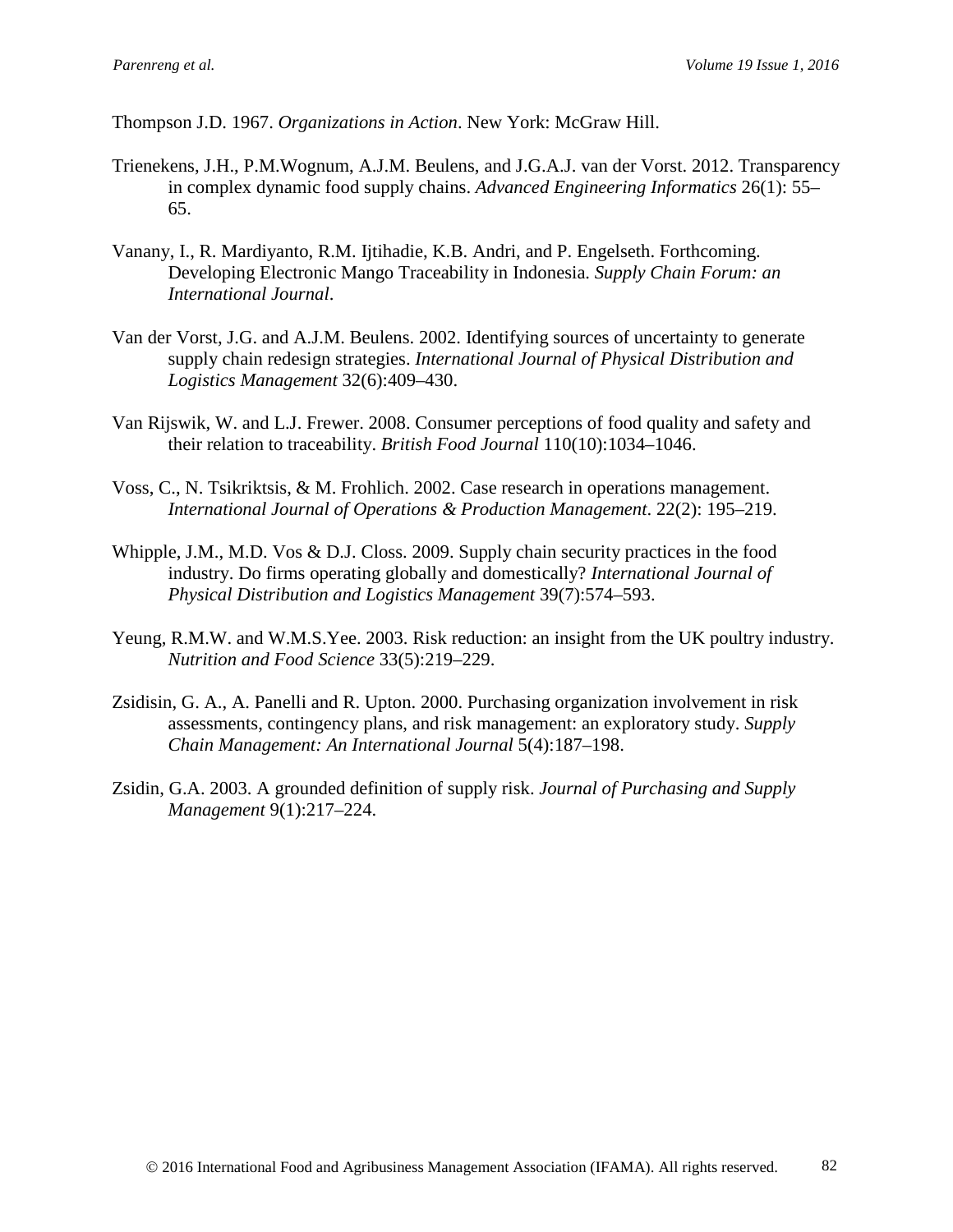Thompson J.D. 1967. *Organizations in Action*. New York: McGraw Hill.

Trienekens, J.H., P.M.Wognum, A.J.M. Beulens, and J.G.A.J. van der Vorst. 2012. Transparency in complex dynamic food supply chains. *Advanced Engineering Informatics* 26(1): 55–65.

Vanany, I., R. Mardiyanto, R.M. Ijtihadie, K.B. Andri, and P. Engelseth. Forthcoming. Developing Electronic Mango Traceability in Indonesia. *Supply Chain Forum: an International Journal*.

Van der Vorst, J.G. and A.J.M. Beulens. 2002. Identifying sources of uncertainty to generate supply chain redesign strategies. *International Journal of Physical Distribution and Logistics Management* 32(6):409–430.

Van Rijswik, W. and L.J. Frewer. 2008. Consumer perceptions of food quality and safety and their relation to traceability. *British Food Journal* 110(10):1034–1046.

Voss, C., N. Tsikriktsis, & M. Frohlich. 2002. Case research in operations management. *International Journal of Operations & Production Management*. 22(2): 195–219.

Whipple, J.M., M.D. Vos & D.J. Closs. 2009. Supply chain security practices in the food industry. Do firms operating globally and domestically? *International Journal of Physical Distribution and Logistics Management* 39(7):574–593.

Yeung, R.M.W. and W.M.S.Yee. 2003. Risk reduction: an insight from the UK poultry industry. *Nutrition and Food Science* 33(5):219–229.

Zsidisin, G. A., A. Panelli and R. Upton. 2000. Purchasing organization involvement in risk assessments, contingency plans, and risk management: an exploratory study. *Supply Chain Management: An International Journal* 5(4):187–198.

Zsidin, G.A. 2003. A grounded definition of supply risk. *Journal of Purchasing and Supply Management* 9(1):217–224.